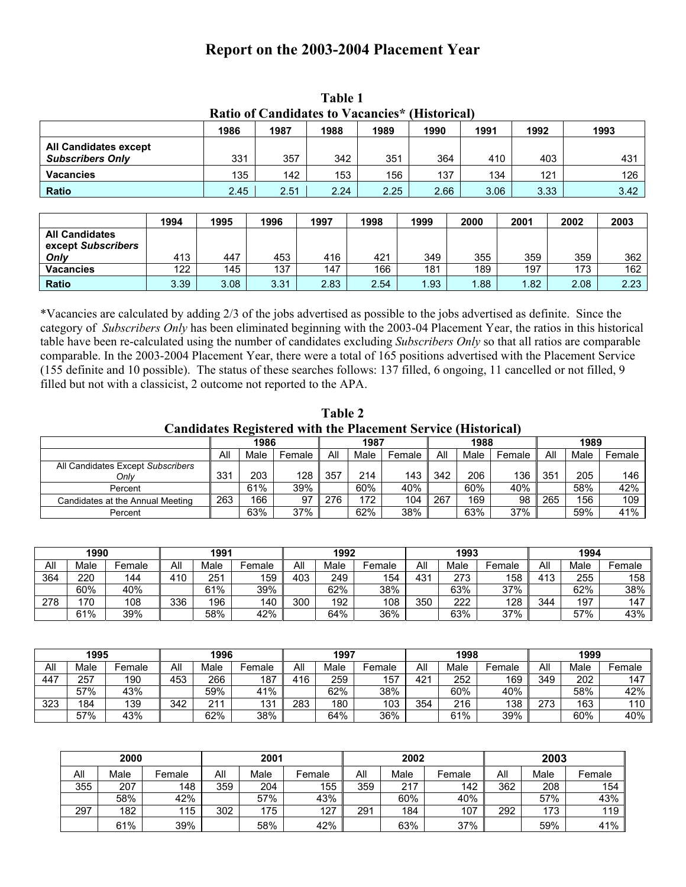# Report on the 2003-2004 Placement Year

## Table 1
### Ratio of Candidates to Vacancies* (Historical)

| | 1986 | 1987 | 1988 | 1989 | 1990 | 1991 | 1992 | 1993 |
|---|---|---|---|---|---|---|---|---|
| **All Candidates except *Subscribers Only*** | 331 | 357 | 342 | 351 | 364 | 410 | 403 | 431 |
| **Vacancies** | 135 | 142 | 153 | 156 | 137 | 134 | 121 | 126 |
| **Ratio** | 2.45 | 2.51 | 2.24 | 2.25 | 2.66 | 3.06 | 3.33 | 3.42 |

| | 1994 | 1995 | 1996 | 1997 | 1998 | 1999 | 2000 | 2001 | 2002 | 2003 |
|---|---|---|---|---|---|---|---|---|---|---|
| **All Candidates except *Subscribers Only*** | 413 | 447 | 453 | 416 | 421 | 349 | 355 | 359 | 359 | 362 |
| **Vacancies** | 122 | 145 | 137 | 147 | 166 | 181 | 189 | 197 | 173 | 162 |
| **Ratio** | 3.39 | 3.08 | 3.31 | 2.83 | 2.54 | 1.93 | 1.88 | 1.82 | 2.08 | 2.23 |

*Vacancies are calculated by adding 2/3 of the jobs advertised as possible to the jobs advertised as definite. Since the category of *Subscribers Only* has been eliminated beginning with the 2003-04 Placement Year, the ratios in this historical table have been re-calculated using the number of candidates excluding *Subscribers Only* so that all ratios are comparable comparable. In the 2003-2004 Placement Year, there were a total of 165 positions advertised with the Placement Service (155 definite and 10 possible). The status of these searches follows: 137 filled, 6 ongoing, 11 cancelled or not filled, 9 filled but not with a classicist, 2 outcome not reported to the APA.

## Table 2
### Candidates Registered with the Placement Service (Historical)

| | 1986 | | | 1987 | | | 1988 | | | 1989 | | |
|---|---|---|---|---|---|---|---|---|---|---|---|---|
| | All | Male | Female | All | Male | Female | All | Male | Female | All | Male | Female |
| All Candidates Except *Subscribers Only* | 331 | 203 | 128 | 357 | 214 | 143 | 342 | 206 | 136 | 351 | 205 | 146 |
| Percent | | 61% | 39% | | 60% | 40% | | 60% | 40% | | 58% | 42% |
| Candidates at the Annual Meeting | 263 | 166 | 97 | 276 | 172 | 104 | 267 | 169 | 98 | 265 | 156 | 109 |
| Percent | | 63% | 37% | | 62% | 38% | | 63% | 37% | | 59% | 41% |

| 1990 | | | 1991 | | | 1992 | | | 1993 | | | 1994 | | |
|---|---|---|---|---|---|---|---|---|---|---|---|---|---|---|
| All | Male | Female | All | Male | Female | All | Male | Female | All | Male | Female | All | Male | Female |
| 364 | 220 | 144 | 410 | 251 | 159 | 403 | 249 | 154 | 431 | 273 | 158 | 413 | 255 | 158 |
| | 60% | 40% | | 61% | 39% | | 62% | 38% | | 63% | 37% | | 62% | 38% |
| 278 | 170 | 108 | 336 | 196 | 140 | 300 | 192 | 108 | 350 | 222 | 128 | 344 | 197 | 147 |
| | 61% | 39% | | 58% | 42% | | 64% | 36% | | 63% | 37% | | 57% | 43% |

| 1995 | | | 1996 | | | 1997 | | | 1998 | | | 1999 | | |
|---|---|---|---|---|---|---|---|---|---|---|---|---|---|---|
| All | Male | Female | All | Male | Female | All | Male | Female | All | Male | Female | All | Male | Female |
| 447 | 257 | 190 | 453 | 266 | 187 | 416 | 259 | 157 | 421 | 252 | 169 | 349 | 202 | 147 |
| | 57% | 43% | | 59% | 41% | | 62% | 38% | | 60% | 40% | | 58% | 42% |
| 323 | 184 | 139 | 342 | 211 | 131 | 283 | 180 | 103 | 354 | 216 | 138 | 273 | 163 | 110 |
| | 57% | 43% | | 62% | 38% | | 64% | 36% | | 61% | 39% | | 60% | 40% |

| 2000 | | | 2001 | | | 2002 | | | 2003 | | |
|---|---|---|---|---|---|---|---|---|---|---|---|
| All | Male | Female | All | Male | Female | All | Male | Female | All | Male | Female |
| 355 | 207 | 148 | 359 | 204 | 155 | 359 | 217 | 142 | 362 | 208 | 154 |
| | 58% | 42% | | 57% | 43% | | 60% | 40% | | 57% | 43% |
| 297 | 182 | 115 | 302 | 175 | 127 | 291 | 184 | 107 | 292 | 173 | 119 |
| | 61% | 39% | | 58% | 42% | | 63% | 37% | | 59% | 41% |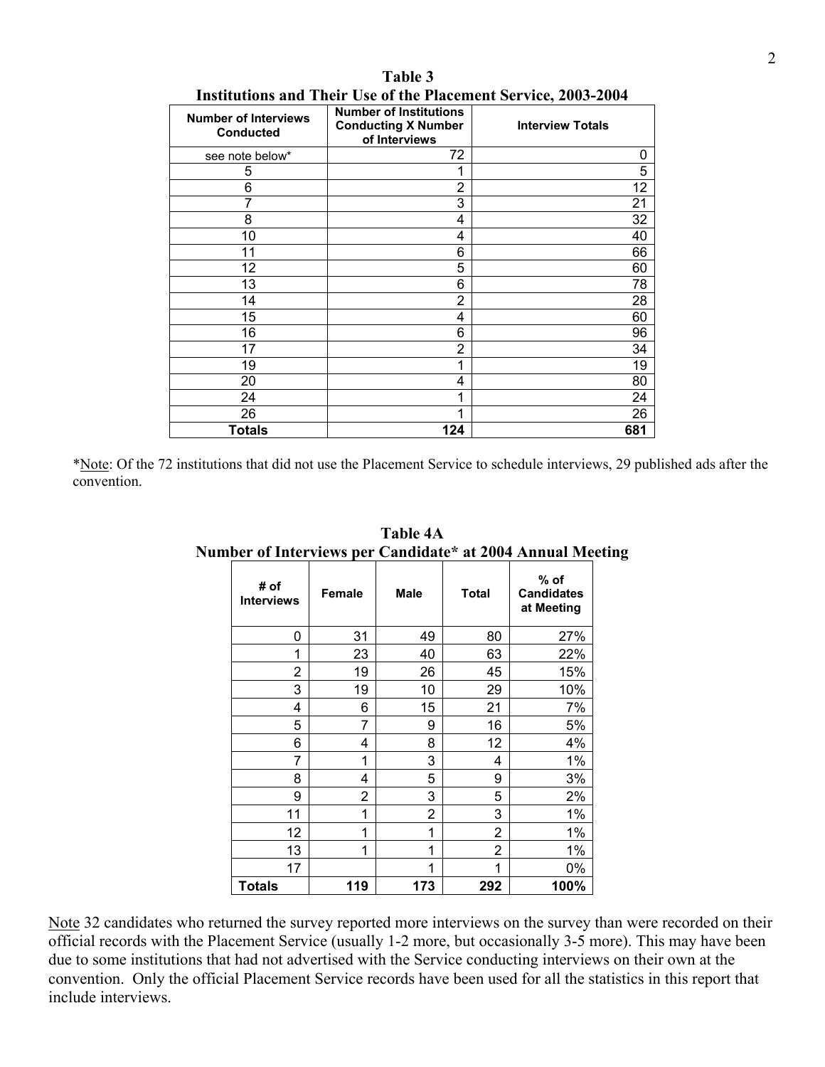**Table 3**
**Institutions and Their Use of the Placement Service, 2003-2004**

| Number of Interviews Conducted | Number of Institutions Conducting X Number of Interviews | Interview Totals |
|---|---|---|
| see note below* | 72 | 0 |
| 5 | 1 | 5 |
| 6 | 2 | 12 |
| 7 | 3 | 21 |
| 8 | 4 | 32 |
| 10 | 4 | 40 |
| 11 | 6 | 66 |
| 12 | 5 | 60 |
| 13 | 6 | 78 |
| 14 | 2 | 28 |
| 15 | 4 | 60 |
| 16 | 6 | 96 |
| 17 | 2 | 34 |
| 19 | 1 | 19 |
| 20 | 4 | 80 |
| 24 | 1 | 24 |
| 26 | 1 | 26 |
| **Totals** | **124** | **681** |

*Note: Of the 72 institutions that did not use the Placement Service to schedule interviews, 29 published ads after the convention.

**Table 4A**
**Number of Interviews per Candidate* at 2004 Annual Meeting**

| # of Interviews | Female | Male | Total | % of Candidates at Meeting |
|---|---|---|---|---|
| 0 | 31 | 49 | 80 | 27% |
| 1 | 23 | 40 | 63 | 22% |
| 2 | 19 | 26 | 45 | 15% |
| 3 | 19 | 10 | 29 | 10% |
| 4 | 6 | 15 | 21 | 7% |
| 5 | 7 | 9 | 16 | 5% |
| 6 | 4 | 8 | 12 | 4% |
| 7 | 1 | 3 | 4 | 1% |
| 8 | 4 | 5 | 9 | 3% |
| 9 | 2 | 3 | 5 | 2% |
| 11 | 1 | 2 | 3 | 1% |
| 12 | 1 | 1 | 2 | 1% |
| 13 | 1 | 1 | 2 | 1% |
| 17 | | 1 | 1 | 0% |
| **Totals** | **119** | **173** | **292** | **100%** |

Note 32 candidates who returned the survey reported more interviews on the survey than were recorded on their official records with the Placement Service (usually 1-2 more, but occasionally 3-5 more). This may have been due to some institutions that had not advertised with the Service conducting interviews on their own at the convention. Only the official Placement Service records have been used for all the statistics in this report that include interviews.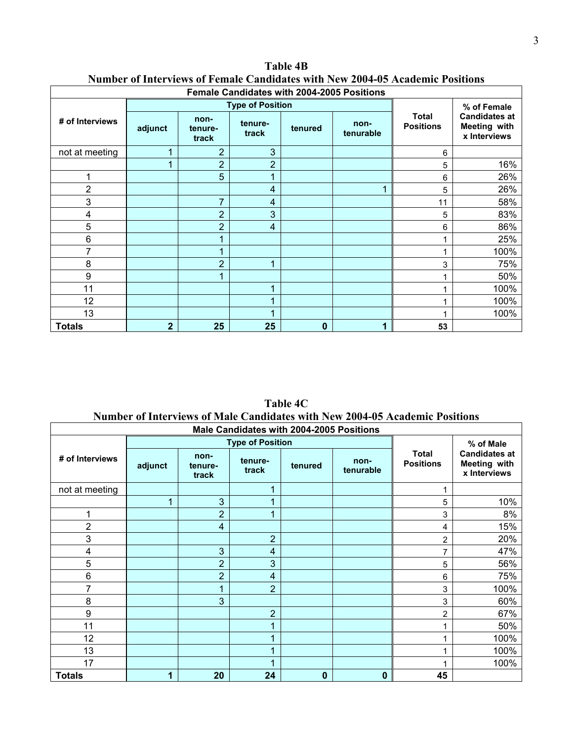**Table 4B**
**Number of Interviews of Female Candidates with New 2004-05 Academic Positions**

| Female Candidates with 2004-2005 Positions | | | | | | | |
|---|---|---|---|---|---|---|---|
| # of Interviews | Type of Position | | | | | Total Positions | % of Female Candidates at Meeting with x Interviews |
| | adjunct | non-tenure-track | tenure-track | tenured | non-tenurable | | |
| not at meeting | 1 | 2 | 3 | | | 6 | |
| | 1 | 2 | 2 | | | 5 | 16% |
| 1 | | 5 | 1 | | | 6 | 26% |
| 2 | | | 4 | | 1 | 5 | 26% |
| 3 | | 7 | 4 | | | 11 | 58% |
| 4 | | 2 | 3 | | | 5 | 83% |
| 5 | | 2 | 4 | | | 6 | 86% |
| 6 | | 1 | | | | 1 | 25% |
| 7 | | 1 | | | | 1 | 100% |
| 8 | | 2 | 1 | | | 3 | 75% |
| 9 | | 1 | | | | 1 | 50% |
| 11 | | | 1 | | | 1 | 100% |
| 12 | | | 1 | | | 1 | 100% |
| 13 | | | 1 | | | 1 | 100% |
| **Totals** | **2** | **25** | **25** | **0** | **1** | **53** | |

**Table 4C**
**Number of Interviews of Male Candidates with New 2004-05 Academic Positions**

| Male Candidates with 2004-2005 Positions | | | | | | | |
|---|---|---|---|---|---|---|---|
| # of Interviews | Type of Position | | | | | Total Positions | % of Male Candidates at Meeting with x Interviews |
| | adjunct | non-tenure-track | tenure-track | tenured | non-tenurable | | |
| not at meeting | | | 1 | | | 1 | |
| | 1 | 3 | 1 | | | 5 | 10% |
| 1 | | 2 | 1 | | | 3 | 8% |
| 2 | | 4 | | | | 4 | 15% |
| 3 | | | 2 | | | 2 | 20% |
| 4 | | 3 | 4 | | | 7 | 47% |
| 5 | | 2 | 3 | | | 5 | 56% |
| 6 | | 2 | 4 | | | 6 | 75% |
| 7 | | 1 | 2 | | | 3 | 100% |
| 8 | | 3 | | | | 3 | 60% |
| 9 | | | 2 | | | 2 | 67% |
| 11 | | | 1 | | | 1 | 50% |
| 12 | | | 1 | | | 1 | 100% |
| 13 | | | 1 | | | 1 | 100% |
| 17 | | | 1 | | | 1 | 100% |
| **Totals** | **1** | **20** | **24** | **0** | **0** | **45** | |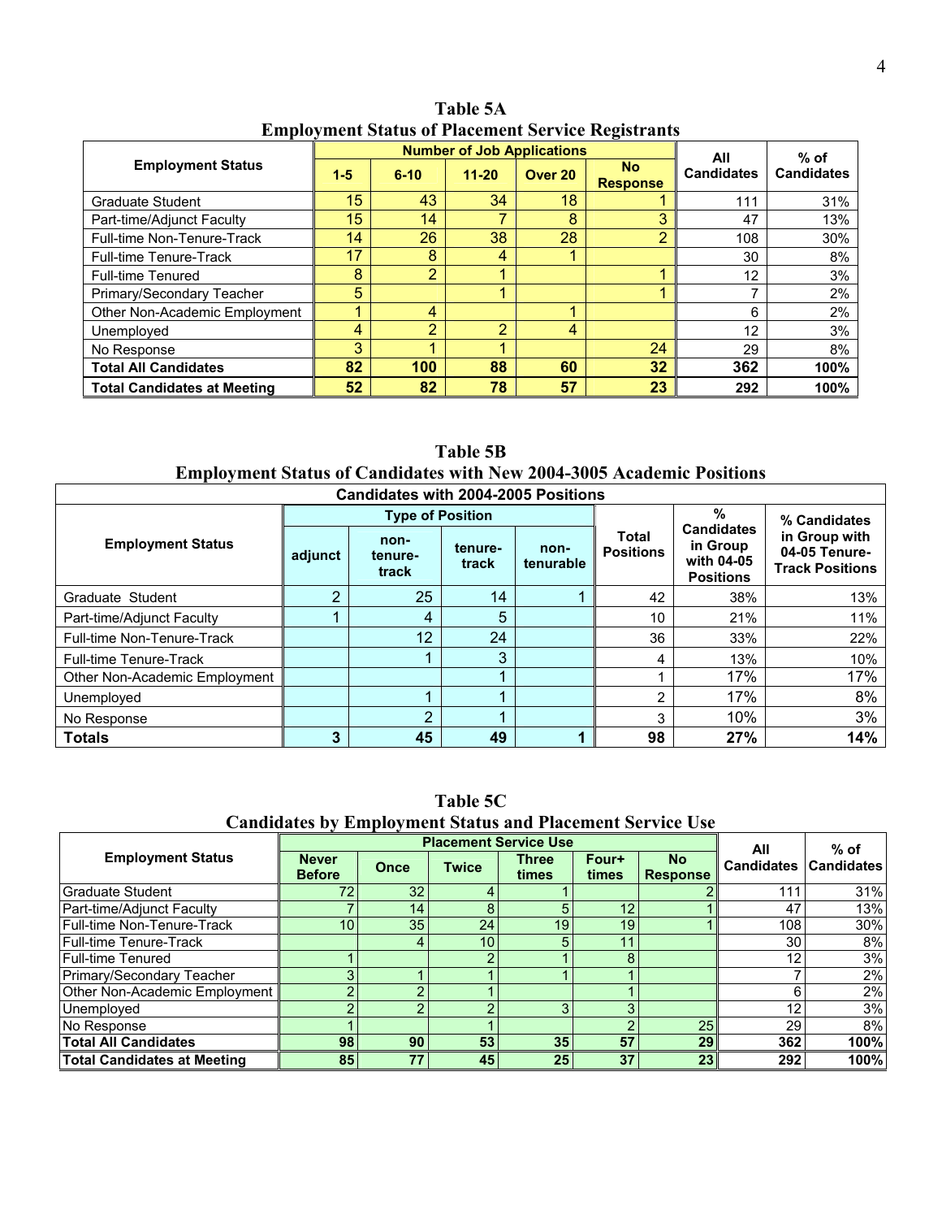## Table 5A
## Employment Status of Placement Service Registrants

| Employment Status | Number of Job Applications | | | | | All Candidates | % of Candidates |
|---|---|---|---|---|---|---|---|
| | 1-5 | 6-10 | 11-20 | Over 20 | No Response | | |
| Graduate Student | 15 | 43 | 34 | 18 | 1 | 111 | 31% |
| Part-time/Adjunct Faculty | 15 | 14 | 7 | 8 | 3 | 47 | 13% |
| Full-time Non-Tenure-Track | 14 | 26 | 38 | 28 | 2 | 108 | 30% |
| Full-time Tenure-Track | 17 | 8 | 4 | 1 | | 30 | 8% |
| Full-time Tenured | 8 | 2 | 1 | | 1 | 12 | 3% |
| Primary/Secondary Teacher | 5 | | 1 | | 1 | 7 | 2% |
| Other Non-Academic Employment | 1 | 4 | | 1 | | 6 | 2% |
| Unemployed | 4 | 2 | 2 | 4 | | 12 | 3% |
| No Response | 3 | 1 | 1 | | 24 | 29 | 8% |
| **Total All Candidates** | **82** | **100** | **88** | **60** | **32** | **362** | **100%** |
| **Total Candidates at Meeting** | **52** | **82** | **78** | **57** | **23** | **292** | **100%** |

## Table 5B
## Employment Status of Candidates with New 2004-3005 Academic Positions

| Candidates with 2004-2005 Positions | | | | | | | |
|---|---|---|---|---|---|---|---|
| Employment Status | Type of Position | | | | Total Positions | % Candidates in Group with 04-05 Positions | % Candidates in Group with 04-05 Tenure-Track Positions |
| | adjunct | non-tenure-track | tenure-track | non-tenurable | | | |
| Graduate Student | 2 | 25 | 14 | 1 | 42 | 38% | 13% |
| Part-time/Adjunct Faculty | 1 | 4 | 5 | | 10 | 21% | 11% |
| Full-time Non-Tenure-Track | | 12 | 24 | | 36 | 33% | 22% |
| Full-time Tenure-Track | | 1 | 3 | | 4 | 13% | 10% |
| Other Non-Academic Employment | | | 1 | | 1 | 17% | 17% |
| Unemployed | | 1 | 1 | | 2 | 17% | 8% |
| No Response | | 2 | 1 | | 3 | 10% | 3% |
| **Totals** | **3** | **45** | **49** | **1** | **98** | **27%** | **14%** |

## Table 5C
## Candidates by Employment Status and Placement Service Use

| Employment Status | Placement Service Use | | | | | | All Candidates | % of Candidates |
|---|---|---|---|---|---|---|---|---|
| | Never Before | Once | Twice | Three times | Four+ times | No Response | | |
| Graduate Student | 72 | 32 | 4 | 1 | | 2 | 111 | 31% |
| Part-time/Adjunct Faculty | 7 | 14 | 8 | 5 | 12 | 1 | 47 | 13% |
| Full-time Non-Tenure-Track | 10 | 35 | 24 | 19 | 19 | 1 | 108 | 30% |
| Full-time Tenure-Track | | 4 | 10 | 5 | 11 | | 30 | 8% |
| Full-time Tenured | 1 | | 2 | 1 | 8 | | 12 | 3% |
| Primary/Secondary Teacher | 3 | 1 | 1 | 1 | 1 | | 7 | 2% |
| Other Non-Academic Employment | 2 | 2 | 1 | | 1 | | 6 | 2% |
| Unemployed | 2 | 2 | 2 | 3 | 3 | | 12 | 3% |
| No Response | 1 | | 1 | | 2 | 25 | 29 | 8% |
| **Total All Candidates** | **98** | **90** | **53** | **35** | **57** | **29** | **362** | **100%** |
| **Total Candidates at Meeting** | **85** | **77** | **45** | **25** | **37** | **23** | **292** | **100%** |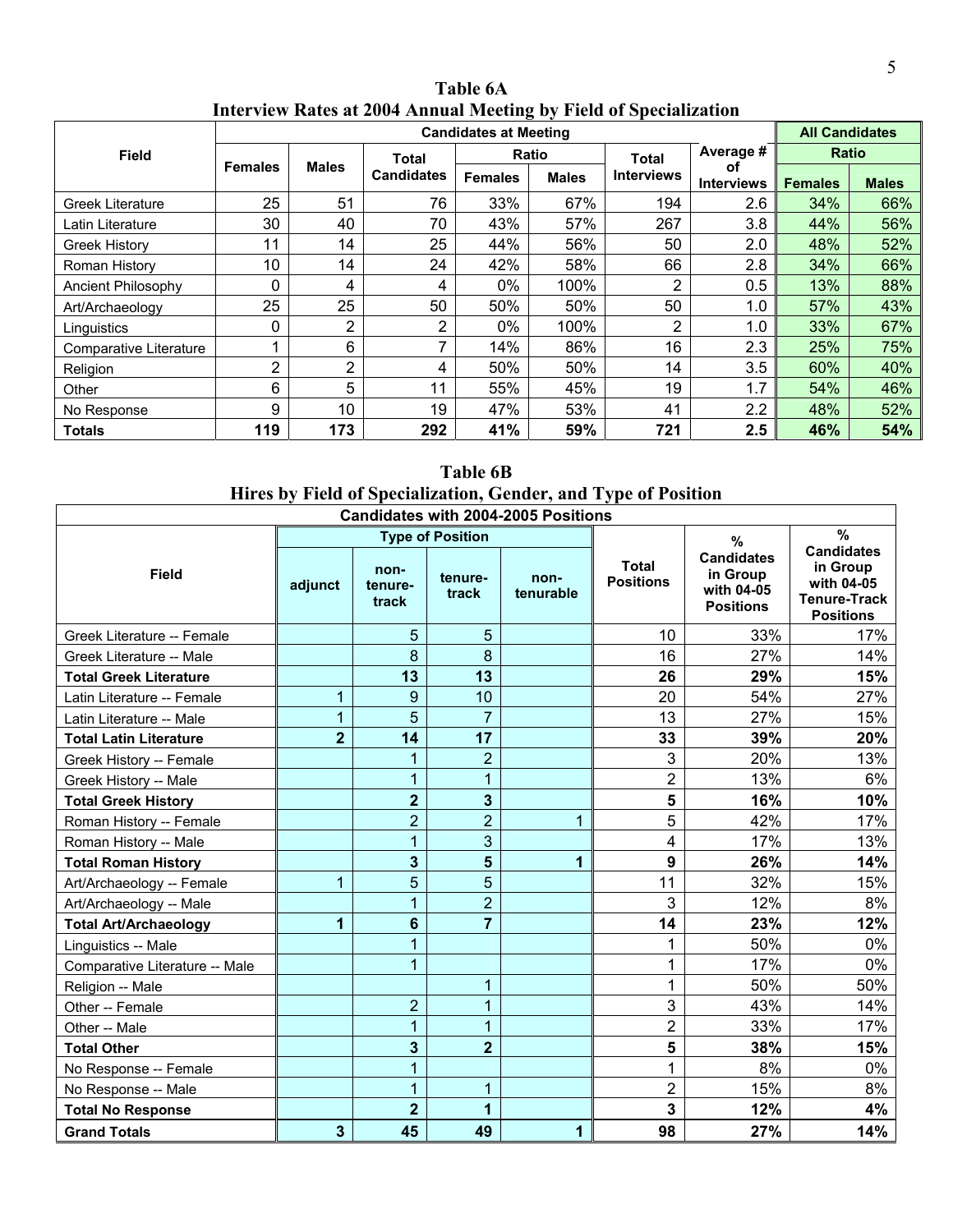**Table 6A**
**Interview Rates at 2004 Annual Meeting by Field of Specialization**

| Field | Candidates at Meeting | | | | | | | All Candidates | |
|---|---|---|---|---|---|---|---|---|---|
| | Females | Males | Total Candidates | Ratio | | Total Interviews | Average # of Interviews | Ratio | |
| | | | | Females | Males | | | Females | Males |
| Greek Literature | 25 | 51 | 76 | 33% | 67% | 194 | 2.6 | 34% | 66% |
| Latin Literature | 30 | 40 | 70 | 43% | 57% | 267 | 3.8 | 44% | 56% |
| Greek History | 11 | 14 | 25 | 44% | 56% | 50 | 2.0 | 48% | 52% |
| Roman History | 10 | 14 | 24 | 42% | 58% | 66 | 2.8 | 34% | 66% |
| Ancient Philosophy | 0 | 4 | 4 | 0% | 100% | 2 | 0.5 | 13% | 88% |
| Art/Archaeology | 25 | 25 | 50 | 50% | 50% | 50 | 1.0 | 57% | 43% |
| Linguistics | 0 | 2 | 2 | 0% | 100% | 2 | 1.0 | 33% | 67% |
| Comparative Literature | 1 | 6 | 7 | 14% | 86% | 16 | 2.3 | 25% | 75% |
| Religion | 2 | 2 | 4 | 50% | 50% | 14 | 3.5 | 60% | 40% |
| Other | 6 | 5 | 11 | 55% | 45% | 19 | 1.7 | 54% | 46% |
| No Response | 9 | 10 | 19 | 47% | 53% | 41 | 2.2 | 48% | 52% |
| **Totals** | **119** | **173** | **292** | **41%** | **59%** | **721** | **2.5** | **46%** | **54%** |

**Table 6B**
**Hires by Field of Specialization, Gender, and Type of Position**

| Candidates with 2004-2005 Positions | | | | | | | |
|---|---|---|---|---|---|---|---|
| Field | Type of Position | | | | Total Positions | % Candidates in Group with 04-05 Positions | % Candidates in Group with 04-05 Tenure-Track Positions |
| | adjunct | non-tenure-track | tenure-track | non-tenurable | | | |
| Greek Literature -- Female | | 5 | 5 | | 10 | 33% | 17% |
| Greek Literature -- Male | | 8 | 8 | | 16 | 27% | 14% |
| **Total Greek Literature** | | **13** | **13** | | **26** | **29%** | **15%** |
| Latin Literature -- Female | 1 | 9 | 10 | | 20 | 54% | 27% |
| Latin Literature -- Male | 1 | 5 | 7 | | 13 | 27% | 15% |
| **Total Latin Literature** | **2** | **14** | **17** | | **33** | **39%** | **20%** |
| Greek History -- Female | | 1 | 2 | | 3 | 20% | 13% |
| Greek History -- Male | | 1 | 1 | | 2 | 13% | 6% |
| **Total Greek History** | | **2** | **3** | | **5** | **16%** | **10%** |
| Roman History -- Female | | 2 | 2 | 1 | 5 | 42% | 17% |
| Roman History -- Male | | 1 | 3 | | 4 | 17% | 13% |
| **Total Roman History** | | **3** | **5** | **1** | **9** | **26%** | **14%** |
| Art/Archaeology -- Female | 1 | 5 | 5 | | 11 | 32% | 15% |
| Art/Archaeology -- Male | | 1 | 2 | | 3 | 12% | 8% |
| **Total Art/Archaeology** | **1** | **6** | **7** | | **14** | **23%** | **12%** |
| Linguistics -- Male | | 1 | | | 1 | 50% | 0% |
| Comparative Literature -- Male | | 1 | | | 1 | 17% | 0% |
| Religion -- Male | | | 1 | | 1 | 50% | 50% |
| Other -- Female | | 2 | 1 | | 3 | 43% | 14% |
| Other -- Male | | 1 | 1 | | 2 | 33% | 17% |
| **Total Other** | | **3** | **2** | | **5** | **38%** | **15%** |
| No Response -- Female | | 1 | | | 1 | 8% | 0% |
| No Response -- Male | | 1 | 1 | | 2 | 15% | 8% |
| **Total No Response** | | **2** | **1** | | **3** | **12%** | **4%** |
| **Grand Totals** | **3** | **45** | **49** | **1** | **98** | **27%** | **14%** |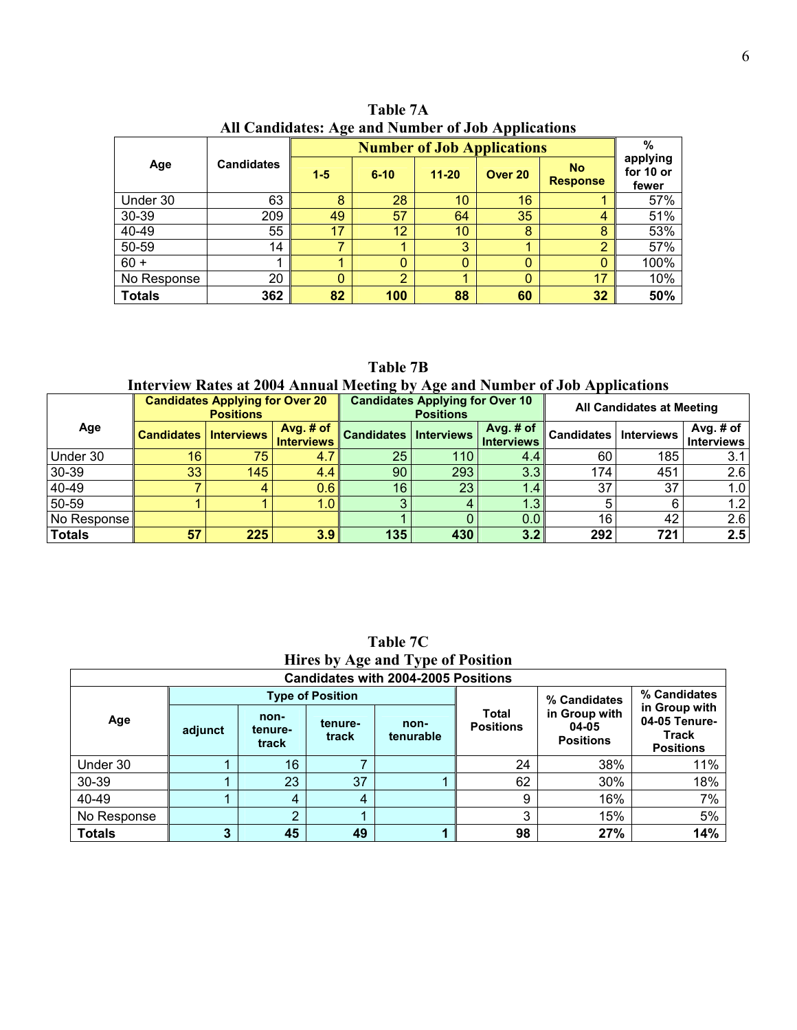**Table 7A**
**All Candidates: Age and Number of Job Applications**

| Age | Candidates | Number of Job Applications | | | | | % applying for 10 or fewer |
|---|---|---|---|---|---|---|---|
| | | 1-5 | 6-10 | 11-20 | Over 20 | No Response | |
| Under 30 | 63 | 8 | 28 | 10 | 16 | 1 | 57% |
| 30-39 | 209 | 49 | 57 | 64 | 35 | 4 | 51% |
| 40-49 | 55 | 17 | 12 | 10 | 8 | 8 | 53% |
| 50-59 | 14 | 7 | 1 | 3 | 1 | 2 | 57% |
| 60 + | 1 | 1 | 0 | 0 | 0 | 0 | 100% |
| No Response | 20 | 0 | 2 | 1 | 0 | 17 | 10% |
| **Totals** | **362** | **82** | **100** | **88** | **60** | **32** | **50%** |

**Table 7B**
**Interview Rates at 2004 Annual Meeting by Age and Number of Job Applications**

| Age | Candidates Applying for Over 20 Positions | | | Candidates Applying for Over 10 Positions | | | All Candidates at Meeting | | |
|---|---|---|---|---|---|---|---|---|---|
| | Candidates | Interviews | Avg. # of Interviews | Candidates | Interviews | Avg. # of Interviews | Candidates | Interviews | Avg. # of Interviews |
| Under 30 | 16 | 75 | 4.7 | 25 | 110 | 4.4 | 60 | 185 | 3.1 |
| 30-39 | 33 | 145 | 4.4 | 90 | 293 | 3.3 | 174 | 451 | 2.6 |
| 40-49 | 7 | 4 | 0.6 | 16 | 23 | 1.4 | 37 | 37 | 1.0 |
| 50-59 | 1 | 1 | 1.0 | 3 | 4 | 1.3 | 5 | 6 | 1.2 |
| No Response | | | | 1 | 0 | 0.0 | 16 | 42 | 2.6 |
| **Totals** | **57** | **225** | **3.9** | **135** | **430** | **3.2** | **292** | **721** | **2.5** |

**Table 7C**
**Hires by Age and Type of Position**

| Candidates with 2004-2005 Positions | | | | | | | |
|---|---|---|---|---|---|---|---|
| Age | Type of Position | | | | Total Positions | % Candidates in Group with 04-05 Positions | % Candidates in Group with 04-05 Tenure-Track Positions |
| | adjunct | non-tenure-track | tenure-track | non-tenurable | | | |
| Under 30 | 1 | 16 | 7 | | 24 | 38% | 11% |
| 30-39 | 1 | 23 | 37 | 1 | 62 | 30% | 18% |
| 40-49 | 1 | 4 | 4 | | 9 | 16% | 7% |
| No Response | | 2 | 1 | | 3 | 15% | 5% |
| **Totals** | **3** | **45** | **49** | **1** | **98** | **27%** | **14%** |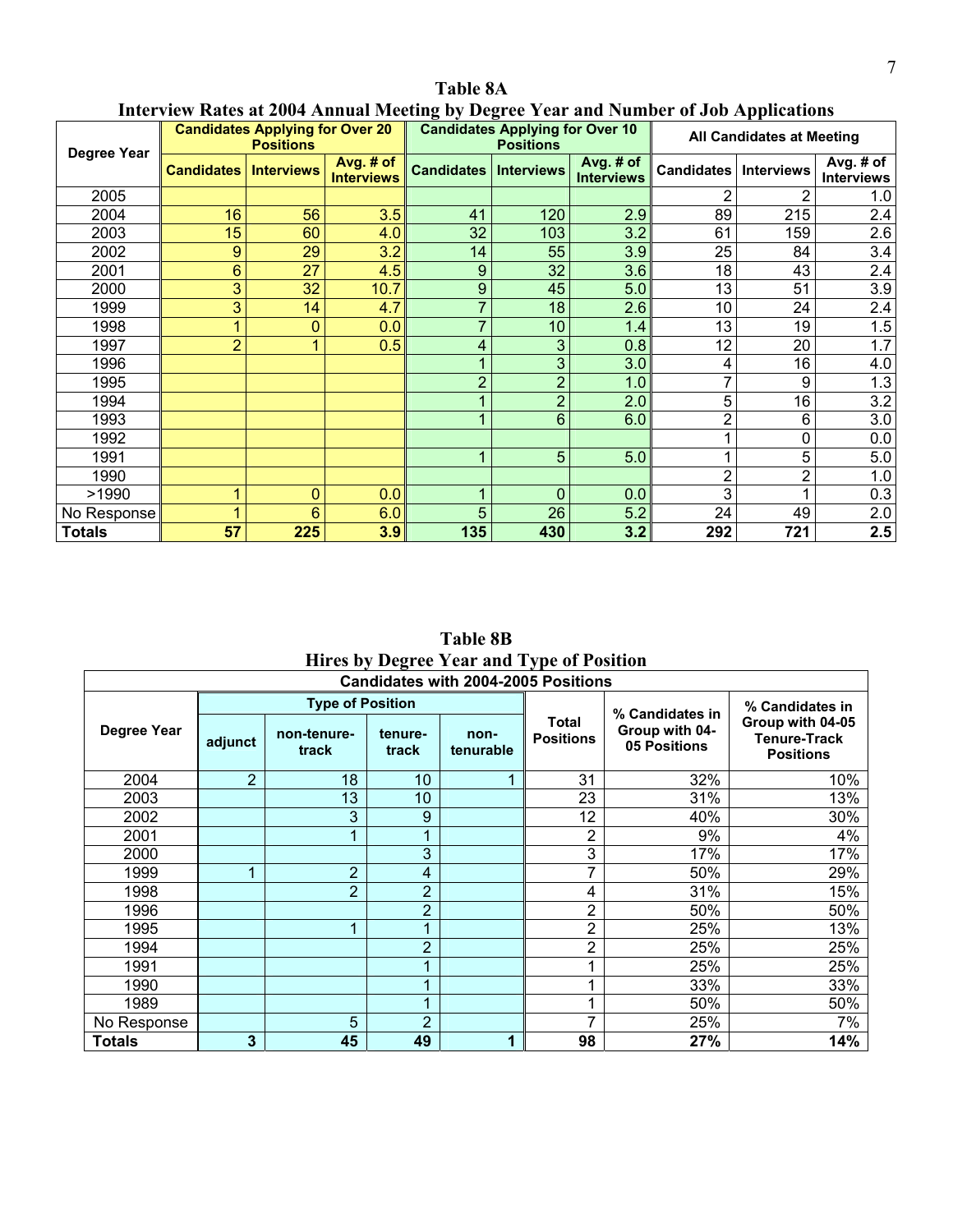**Table 8A**

**Interview Rates at 2004 Annual Meeting by Degree Year and Number of Job Applications**

| Degree Year | Candidates Applying for Over 20 Positions | | | Candidates Applying for Over 10 Positions | | | All Candidates at Meeting | | |
|---|---|---|---|---|---|---|---|---|---|
| | Candidates | Interviews | Avg. # of Interviews | Candidates | Interviews | Avg. # of Interviews | Candidates | Interviews | Avg. # of Interviews |
| 2005 | | | | | | | 2 | 2 | 1.0 |
| 2004 | 16 | 56 | 3.5 | 41 | 120 | 2.9 | 89 | 215 | 2.4 |
| 2003 | 15 | 60 | 4.0 | 32 | 103 | 3.2 | 61 | 159 | 2.6 |
| 2002 | 9 | 29 | 3.2 | 14 | 55 | 3.9 | 25 | 84 | 3.4 |
| 2001 | 6 | 27 | 4.5 | 9 | 32 | 3.6 | 18 | 43 | 2.4 |
| 2000 | 3 | 32 | 10.7 | 9 | 45 | 5.0 | 13 | 51 | 3.9 |
| 1999 | 3 | 14 | 4.7 | 7 | 18 | 2.6 | 10 | 24 | 2.4 |
| 1998 | 1 | 0 | 0.0 | 7 | 10 | 1.4 | 13 | 19 | 1.5 |
| 1997 | 2 | 1 | 0.5 | 4 | 3 | 0.8 | 12 | 20 | 1.7 |
| 1996 | | | | 1 | 3 | 3.0 | 4 | 16 | 4.0 |
| 1995 | | | | 2 | 2 | 1.0 | 7 | 9 | 1.3 |
| 1994 | | | | 1 | 2 | 2.0 | 5 | 16 | 3.2 |
| 1993 | | | | 1 | 6 | 6.0 | 2 | 6 | 3.0 |
| 1992 | | | | | | | 1 | 0 | 0.0 |
| 1991 | | | | 1 | 5 | 5.0 | 1 | 5 | 5.0 |
| 1990 | | | | | | | 2 | 2 | 1.0 |
| >1990 | 1 | 0 | 0.0 | 1 | 0 | 0.0 | 3 | 1 | 0.3 |
| No Response | 1 | 6 | 6.0 | 5 | 26 | 5.2 | 24 | 49 | 2.0 |
| **Totals** | **57** | **225** | **3.9** | **135** | **430** | **3.2** | **292** | **721** | **2.5** |

**Table 8B**

**Hires by Degree Year and Type of Position**

| Candidates with 2004-2005 Positions | | | | | | | |
|---|---|---|---|---|---|---|---|
| Degree Year | Type of Position | | | | Total Positions | % Candidates in Group with 04-05 Positions | % Candidates in Group with 04-05 Tenure-Track Positions |
| | adjunct | non-tenure-track | tenure-track | non-tenurable | | | |
| 2004 | 2 | 18 | 10 | 1 | 31 | 32% | 10% |
| 2003 | | 13 | 10 | | 23 | 31% | 13% |
| 2002 | | 3 | 9 | | 12 | 40% | 30% |
| 2001 | | 1 | 1 | | 2 | 9% | 4% |
| 2000 | | | 3 | | 3 | 17% | 17% |
| 1999 | 1 | 2 | 4 | | 7 | 50% | 29% |
| 1998 | | 2 | 2 | | 4 | 31% | 15% |
| 1996 | | | 2 | | 2 | 50% | 50% |
| 1995 | | 1 | 1 | | 2 | 25% | 13% |
| 1994 | | | 2 | | 2 | 25% | 25% |
| 1991 | | | 1 | | 1 | 25% | 25% |
| 1990 | | | 1 | | 1 | 33% | 33% |
| 1989 | | | 1 | | 1 | 50% | 50% |
| No Response | | 5 | 2 | | 7 | 25% | 7% |
| **Totals** | **3** | **45** | **49** | **1** | **98** | **27%** | **14%** |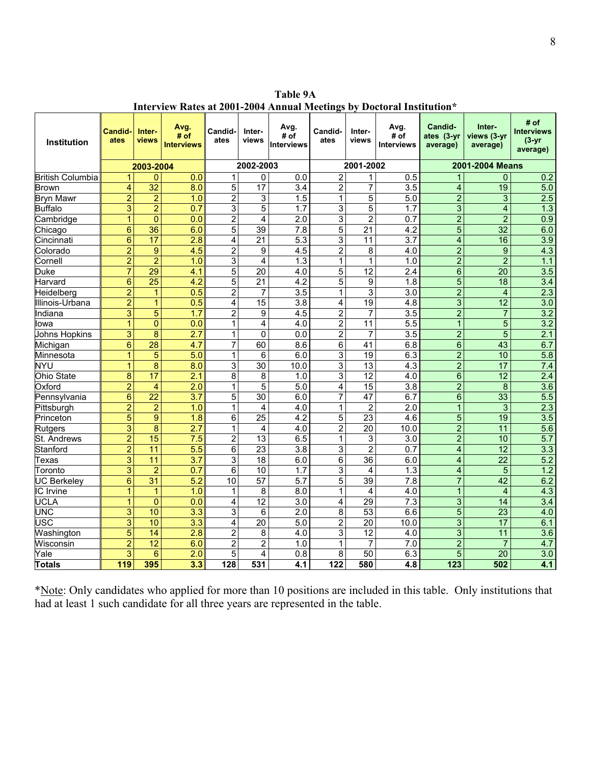**Table 9A**
**Interview Rates at 2001-2004 Annual Meetings by Doctoral Institution***

| Institution | Candid-ates | Inter-views | Avg. # of Interviews | Candid-ates | Inter-views | Avg. # of Interviews | Candid-ates | Inter-views | Avg. # of Interviews | Candid-ates (3-yr average) | Inter-views (3-yr average) | # of Interviews (3-yr average) |
|---|---|---|---|---|---|---|---|---|---|---|---|---|
| | 2003-2004 | | | 2002-2003 | | | 2001-2002 | | | 2001-2004 Means | | |
| British Columbia | 1 | 0 | 0.0 | 1 | 0 | 0.0 | 2 | 1 | 0.5 | 1 | 0 | 0.2 |
| Brown | 4 | 32 | 8.0 | 5 | 17 | 3.4 | 2 | 7 | 3.5 | 4 | 19 | 5.0 |
| Bryn Mawr | 2 | 2 | 1.0 | 2 | 3 | 1.5 | 1 | 5 | 5.0 | 2 | 3 | 2.5 |
| Buffalo | 3 | 2 | 0.7 | 3 | 5 | 1.7 | 3 | 5 | 1.7 | 3 | 4 | 1.3 |
| Cambridge | 1 | 0 | 0.0 | 2 | 4 | 2.0 | 3 | 2 | 0.7 | 2 | 2 | 0.9 |
| Chicago | 6 | 36 | 6.0 | 5 | 39 | 7.8 | 5 | 21 | 4.2 | 5 | 32 | 6.0 |
| Cincinnati | 6 | 17 | 2.8 | 4 | 21 | 5.3 | 3 | 11 | 3.7 | 4 | 16 | 3.9 |
| Colorado | 2 | 9 | 4.5 | 2 | 9 | 4.5 | 2 | 8 | 4.0 | 2 | 9 | 4.3 |
| Cornell | 2 | 2 | 1.0 | 3 | 4 | 1.3 | 1 | 1 | 1.0 | 2 | 2 | 1.1 |
| Duke | 7 | 29 | 4.1 | 5 | 20 | 4.0 | 5 | 12 | 2.4 | 6 | 20 | 3.5 |
| Harvard | 6 | 25 | 4.2 | 5 | 21 | 4.2 | 5 | 9 | 1.8 | 5 | 18 | 3.4 |
| Heidelberg | 2 | 1 | 0.5 | 2 | 7 | 3.5 | 1 | 3 | 3.0 | 2 | 4 | 2.3 |
| Illinois-Urbana | 2 | 1 | 0.5 | 4 | 15 | 3.8 | 4 | 19 | 4.8 | 3 | 12 | 3.0 |
| Indiana | 3 | 5 | 1.7 | 2 | 9 | 4.5 | 2 | 7 | 3.5 | 2 | 7 | 3.2 |
| Iowa | 1 | 0 | 0.0 | 1 | 4 | 4.0 | 2 | 11 | 5.5 | 1 | 5 | 3.2 |
| Johns Hopkins | 3 | 8 | 2.7 | 1 | 0 | 0.0 | 2 | 7 | 3.5 | 2 | 5 | 2.1 |
| Michigan | 6 | 28 | 4.7 | 7 | 60 | 8.6 | 6 | 41 | 6.8 | 6 | 43 | 6.7 |
| Minnesota | 1 | 5 | 5.0 | 1 | 6 | 6.0 | 3 | 19 | 6.3 | 2 | 10 | 5.8 |
| NYU | 1 | 8 | 8.0 | 3 | 30 | 10.0 | 3 | 13 | 4.3 | 2 | 17 | 7.4 |
| Ohio State | 8 | 17 | 2.1 | 8 | 8 | 1.0 | 3 | 12 | 4.0 | 6 | 12 | 2.4 |
| Oxford | 2 | 4 | 2.0 | 1 | 5 | 5.0 | 4 | 15 | 3.8 | 2 | 8 | 3.6 |
| Pennsylvania | 6 | 22 | 3.7 | 5 | 30 | 6.0 | 7 | 47 | 6.7 | 6 | 33 | 5.5 |
| Pittsburgh | 2 | 2 | 1.0 | 1 | 4 | 4.0 | 1 | 2 | 2.0 | 1 | 3 | 2.3 |
| Princeton | 5 | 9 | 1.8 | 6 | 25 | 4.2 | 5 | 23 | 4.6 | 5 | 19 | 3.5 |
| Rutgers | 3 | 8 | 2.7 | 1 | 4 | 4.0 | 2 | 20 | 10.0 | 2 | 11 | 5.6 |
| St. Andrews | 2 | 15 | 7.5 | 2 | 13 | 6.5 | 1 | 3 | 3.0 | 2 | 10 | 5.7 |
| Stanford | 2 | 11 | 5.5 | 6 | 23 | 3.8 | 3 | 2 | 0.7 | 4 | 12 | 3.3 |
| Texas | 3 | 11 | 3.7 | 3 | 18 | 6.0 | 6 | 36 | 6.0 | 4 | 22 | 5.2 |
| Toronto | 3 | 2 | 0.7 | 6 | 10 | 1.7 | 3 | 4 | 1.3 | 4 | 5 | 1.2 |
| UC Berkeley | 6 | 31 | 5.2 | 10 | 57 | 5.7 | 5 | 39 | 7.8 | 7 | 42 | 6.2 |
| IC Irvine | 1 | 1 | 1.0 | 1 | 8 | 8.0 | 1 | 4 | 4.0 | 1 | 4 | 4.3 |
| UCLA | 1 | 0 | 0.0 | 4 | 12 | 3.0 | 4 | 29 | 7.3 | 3 | 14 | 3.4 |
| UNC | 3 | 10 | 3.3 | 3 | 6 | 2.0 | 8 | 53 | 6.6 | 5 | 23 | 4.0 |
| USC | 3 | 10 | 3.3 | 4 | 20 | 5.0 | 2 | 20 | 10.0 | 3 | 17 | 6.1 |
| Washington | 5 | 14 | 2.8 | 2 | 8 | 4.0 | 3 | 12 | 4.0 | 3 | 11 | 3.6 |
| Wisconsin | 2 | 12 | 6.0 | 2 | 2 | 1.0 | 1 | 7 | 7.0 | 2 | 7 | 4.7 |
| Yale | 3 | 6 | 2.0 | 5 | 4 | 0.8 | 8 | 50 | 6.3 | 5 | 20 | 3.0 |
| **Totals** | **119** | **395** | **3.3** | **128** | **531** | **4.1** | **122** | **580** | **4.8** | **123** | **502** | **4.1** |

*Note: Only candidates who applied for more than 10 positions are included in this table. Only institutions that had at least 1 such candidate for all three years are represented in the table.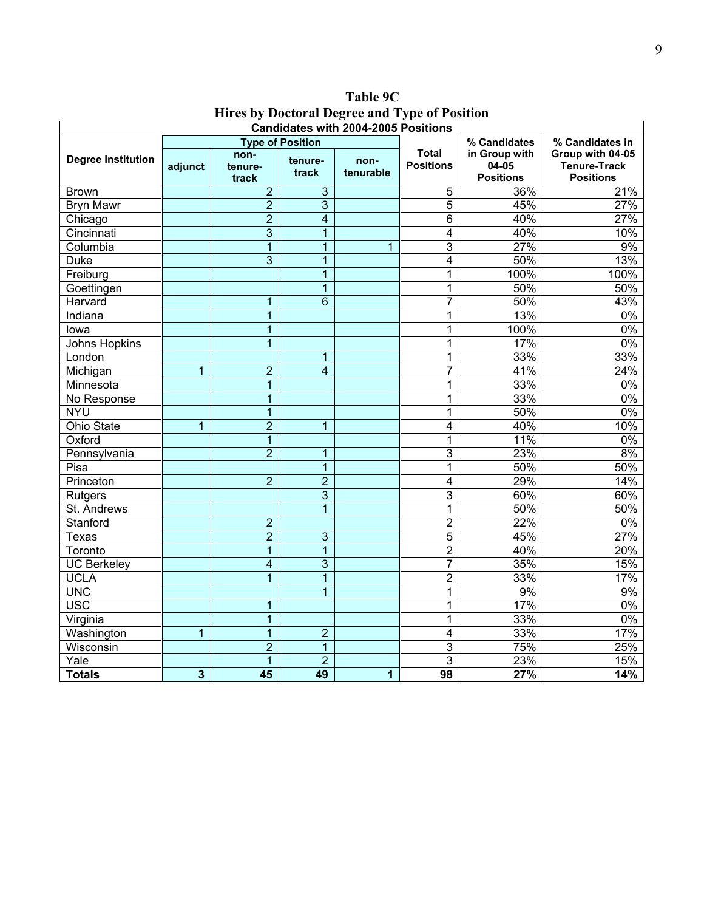**Table 9C**
**Hires by Doctoral Degree and Type of Position**

| Candidates with 2004-2005 Positions | | | | | | | |
|---|---|---|---|---|---|---|---|
| Degree Institution | Type of Position | | | | Total Positions | % Candidates in Group with 04-05 Positions | % Candidates in Group with 04-05 Tenure-Track Positions |
| | adjunct | non-tenure-track | tenure-track | non-tenurable | | | |
| Brown | | 2 | 3 | | 5 | 36% | 21% |
| Bryn Mawr | | 2 | 3 | | 5 | 45% | 27% |
| Chicago | | 2 | 4 | | 6 | 40% | 27% |
| Cincinnati | | 3 | 1 | | 4 | 40% | 10% |
| Columbia | | 1 | 1 | 1 | 3 | 27% | 9% |
| Duke | | 3 | 1 | | 4 | 50% | 13% |
| Freiburg | | | 1 | | 1 | 100% | 100% |
| Goettingen | | | 1 | | 1 | 50% | 50% |
| Harvard | | 1 | 6 | | 7 | 50% | 43% |
| Indiana | | 1 | | | 1 | 13% | 0% |
| Iowa | | 1 | | | 1 | 100% | 0% |
| Johns Hopkins | | 1 | | | 1 | 17% | 0% |
| London | | | 1 | | 1 | 33% | 33% |
| Michigan | 1 | 2 | 4 | | 7 | 41% | 24% |
| Minnesota | | 1 | | | 1 | 33% | 0% |
| No Response | | 1 | | | 1 | 33% | 0% |
| NYU | | 1 | | | 1 | 50% | 0% |
| Ohio State | 1 | 2 | 1 | | 4 | 40% | 10% |
| Oxford | | 1 | | | 1 | 11% | 0% |
| Pennsylvania | | 2 | 1 | | 3 | 23% | 8% |
| Pisa | | | 1 | | 1 | 50% | 50% |
| Princeton | | 2 | 2 | | 4 | 29% | 14% |
| Rutgers | | | 3 | | 3 | 60% | 60% |
| St. Andrews | | | 1 | | 1 | 50% | 50% |
| Stanford | | 2 | | | 2 | 22% | 0% |
| Texas | | 2 | 3 | | 5 | 45% | 27% |
| Toronto | | 1 | 1 | | 2 | 40% | 20% |
| UC Berkeley | | 4 | 3 | | 7 | 35% | 15% |
| UCLA | | 1 | 1 | | 2 | 33% | 17% |
| UNC | | | 1 | | 1 | 9% | 9% |
| USC | | 1 | | | 1 | 17% | 0% |
| Virginia | | 1 | | | 1 | 33% | 0% |
| Washington | 1 | 1 | 2 | | 4 | 33% | 17% |
| Wisconsin | | 2 | 1 | | 3 | 75% | 25% |
| Yale | | 1 | 2 | | 3 | 23% | 15% |
| **Totals** | **3** | **45** | **49** | **1** | **98** | **27%** | **14%** |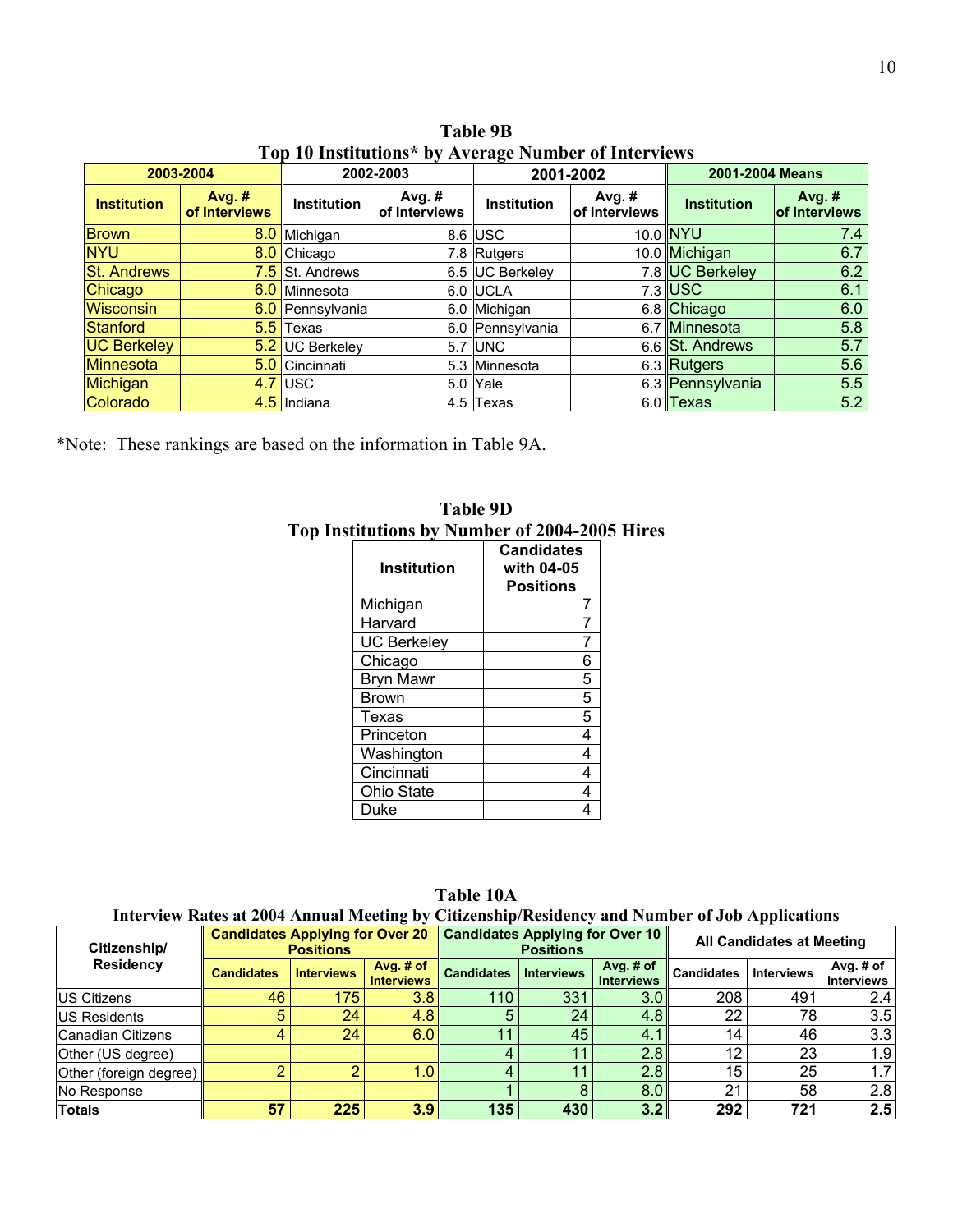**Table 9B**
**Top 10 Institutions* by Average Number of Interviews**

| 2003-2004 | | 2002-2003 | | 2001-2002 | | 2001-2004 Means | |
|---|---|---|---|---|---|---|---|
| Institution | Avg. # of Interviews | Institution | Avg. # of Interviews | Institution | Avg. # of Interviews | Institution | Avg. # of Interviews |
| Brown | 8.0 | Michigan | 8.6 | USC | 10.0 | NYU | 7.4 |
| NYU | 8.0 | Chicago | 7.8 | Rutgers | 10.0 | Michigan | 6.7 |
| St. Andrews | 7.5 | St. Andrews | 6.5 | UC Berkeley | 7.8 | UC Berkeley | 6.2 |
| Chicago | 6.0 | Minnesota | 6.0 | UCLA | 7.3 | USC | 6.1 |
| Wisconsin | 6.0 | Pennsylvania | 6.0 | Michigan | 6.8 | Chicago | 6.0 |
| Stanford | 5.5 | Texas | 6.0 | Pennsylvania | 6.7 | Minnesota | 5.8 |
| UC Berkeley | 5.2 | UC Berkeley | 5.7 | UNC | 6.6 | St. Andrews | 5.7 |
| Minnesota | 5.0 | Cincinnati | 5.3 | Minnesota | 6.3 | Rutgers | 5.6 |
| Michigan | 4.7 | USC | 5.0 | Yale | 6.3 | Pennsylvania | 5.5 |
| Colorado | 4.5 | Indiana | 4.5 | Texas | 6.0 | Texas | 5.2 |

*Note: These rankings are based on the information in Table 9A.

**Table 9D**
**Top Institutions by Number of 2004-2005 Hires**

| Institution | Candidates with 04-05 Positions |
|---|---|
| Michigan | 7 |
| Harvard | 7 |
| UC Berkeley | 7 |
| Chicago | 6 |
| Bryn Mawr | 5 |
| Brown | 5 |
| Texas | 5 |
| Princeton | 4 |
| Washington | 4 |
| Cincinnati | 4 |
| Ohio State | 4 |
| Duke | 4 |

**Table 10A**
**Interview Rates at 2004 Annual Meeting by Citizenship/Residency and Number of Job Applications**

| Citizenship/ Residency | Candidates Applying for Over 20 Positions | | | Candidates Applying for Over 10 Positions | | | All Candidates at Meeting | | |
|---|---|---|---|---|---|---|---|---|---|
| | Candidates | Interviews | Avg. # of Interviews | Candidates | Interviews | Avg. # of Interviews | Candidates | Interviews | Avg. # of Interviews |
| US Citizens | 46 | 175 | 3.8 | 110 | 331 | 3.0 | 208 | 491 | 2.4 |
| US Residents | 5 | 24 | 4.8 | 5 | 24 | 4.8 | 22 | 78 | 3.5 |
| Canadian Citizens | 4 | 24 | 6.0 | 11 | 45 | 4.1 | 14 | 46 | 3.3 |
| Other (US degree) | | | | 4 | 11 | 2.8 | 12 | 23 | 1.9 |
| Other (foreign degree) | 2 | 2 | 1.0 | 4 | 11 | 2.8 | 15 | 25 | 1.7 |
| No Response | | | | 1 | 8 | 8.0 | 21 | 58 | 2.8 |
| **Totals** | **57** | **225** | **3.9** | **135** | **430** | **3.2** | **292** | **721** | **2.5** |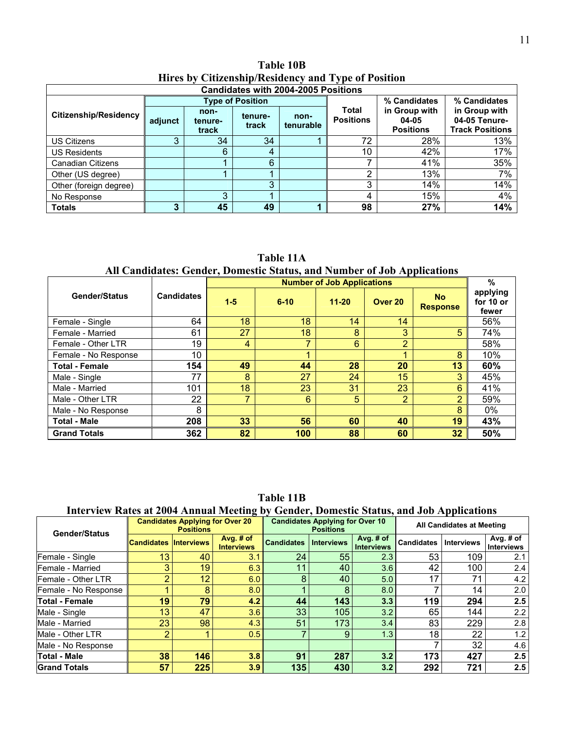**Table 10B**
**Hires by Citizenship/Residency and Type of Position**

| Candidates with 2004-2005 Positions | | | | | | | |
|---|---|---|---|---|---|---|---|
| Citizenship/Residency | Type of Position | | | | Total Positions | % Candidates in Group with 04-05 Positions | % Candidates in Group with 04-05 Tenure-Track Positions |
| | adjunct | non-tenure-track | tenure-track | non-tenurable | | | |
| US Citizens | 3 | 34 | 34 | 1 | 72 | 28% | 13% |
| US Residents | | 6 | 4 | | 10 | 42% | 17% |
| Canadian Citizens | | 1 | 6 | | 7 | 41% | 35% |
| Other (US degree) | | 1 | 1 | | 2 | 13% | 7% |
| Other (foreign degree) | | | 3 | | 3 | 14% | 14% |
| No Response | | 3 | 1 | | 4 | 15% | 4% |
| **Totals** | **3** | **45** | **49** | **1** | **98** | **27%** | **14%** |

**Table 11A**
**All Candidates: Gender, Domestic Status, and Number of Job Applications**

| Gender/Status | Candidates | Number of Job Applications | | | | | % applying for 10 or fewer |
|---|---|---|---|---|---|---|---|
| | | 1-5 | 6-10 | 11-20 | Over 20 | No Response | |
| Female - Single | 64 | 18 | 18 | 14 | 14 | | 56% |
| Female - Married | 61 | 27 | 18 | 8 | 3 | 5 | 74% |
| Female - Other LTR | 19 | 4 | 7 | 6 | 2 | | 58% |
| Female - No Response | 10 | | 1 | | 1 | 8 | 10% |
| **Total - Female** | **154** | **49** | **44** | **28** | **20** | **13** | **60%** |
| Male - Single | 77 | 8 | 27 | 24 | 15 | 3 | 45% |
| Male - Married | 101 | 18 | 23 | 31 | 23 | 6 | 41% |
| Male - Other LTR | 22 | 7 | 6 | 5 | 2 | 2 | 59% |
| Male - No Response | 8 | | | | | 8 | 0% |
| **Total - Male** | **208** | **33** | **56** | **60** | **40** | **19** | **43%** |
| **Grand Totals** | **362** | **82** | **100** | **88** | **60** | **32** | **50%** |

**Table 11B**
**Interview Rates at 2004 Annual Meeting by Gender, Domestic Status, and Job Applications**

| Gender/Status | Candidates Applying for Over 20 Positions | | | Candidates Applying for Over 10 Positions | | | All Candidates at Meeting | | |
|---|---|---|---|---|---|---|---|---|---|
| | Candidates | Interviews | Avg. # of Interviews | Candidates | Interviews | Avg. # of Interviews | Candidates | Interviews | Avg. # of Interviews |
| Female - Single | 13 | 40 | 3.1 | 24 | 55 | 2.3 | 53 | 109 | 2.1 |
| Female - Married | 3 | 19 | 6.3 | 11 | 40 | 3.6 | 42 | 100 | 2.4 |
| Female - Other LTR | 2 | 12 | 6.0 | 8 | 40 | 5.0 | 17 | 71 | 4.2 |
| Female - No Response | 1 | 8 | 8.0 | 1 | 8 | 8.0 | 7 | 14 | 2.0 |
| **Total - Female** | **19** | **79** | **4.2** | **44** | **143** | **3.3** | **119** | **294** | **2.5** |
| Male - Single | 13 | 47 | 3.6 | 33 | 105 | 3.2 | 65 | 144 | 2.2 |
| Male - Married | 23 | 98 | 4.3 | 51 | 173 | 3.4 | 83 | 229 | 2.8 |
| Male - Other LTR | 2 | 1 | 0.5 | 7 | 9 | 1.3 | 18 | 22 | 1.2 |
| Male - No Response | | | | | | | 7 | 32 | 4.6 |
| **Total - Male** | **38** | **146** | **3.8** | **91** | **287** | **3.2** | **173** | **427** | **2.5** |
| **Grand Totals** | **57** | **225** | **3.9** | **135** | **430** | **3.2** | **292** | **721** | **2.5** |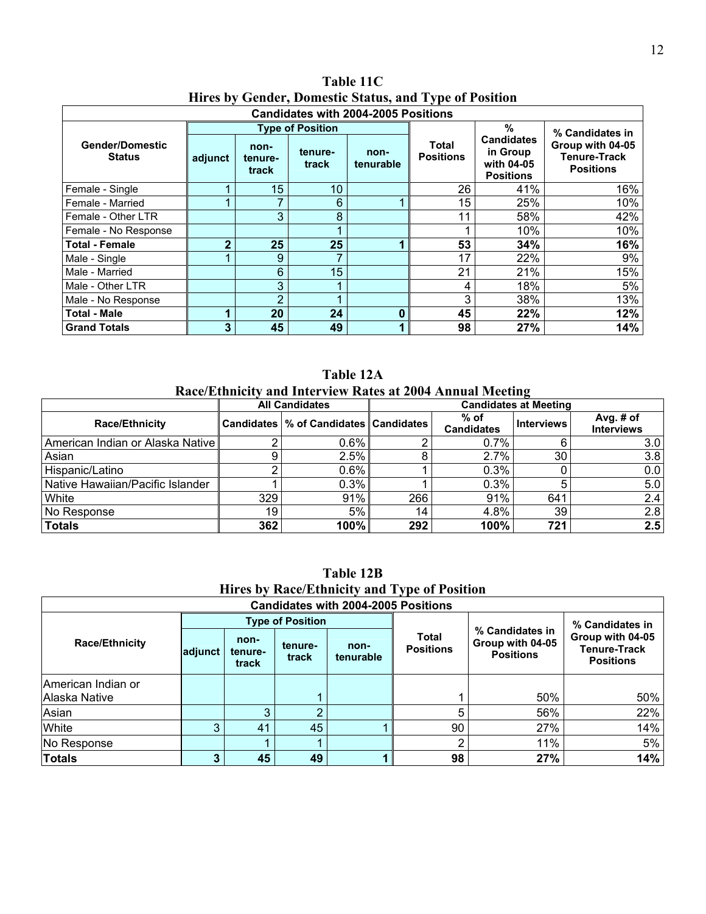## Table 11C
## Hires by Gender, Domestic Status, and Type of Position

| Candidates with 2004-2005 Positions | | | | | | | |
|---|---|---|---|---|---|---|---|
| | Type of Position | | | | | | |
| Gender/Domestic Status | adjunct | non-tenure-track | tenure-track | non-tenurable | Total Positions | % Candidates in Group with 04-05 Positions | % Candidates in Group with 04-05 Tenure-Track Positions |
| Female - Single | 1 | 15 | 10 | | 26 | 41% | 16% |
| Female - Married | 1 | 7 | 6 | 1 | 15 | 25% | 10% |
| Female - Other LTR | | 3 | 8 | | 11 | 58% | 42% |
| Female - No Response | | | 1 | | 1 | 10% | 10% |
| **Total - Female** | **2** | **25** | **25** | **1** | **53** | **34%** | **16%** |
| Male - Single | 1 | 9 | 7 | | 17 | 22% | 9% |
| Male - Married | | 6 | 15 | | 21 | 21% | 15% |
| Male - Other LTR | | 3 | 1 | | 4 | 18% | 5% |
| Male - No Response | | 2 | 1 | | 3 | 38% | 13% |
| **Total - Male** | **1** | **20** | **24** | **0** | **45** | **22%** | **12%** |
| **Grand Totals** | **3** | **45** | **49** | **1** | **98** | **27%** | **14%** |

## Table 12A
## Race/Ethnicity and Interview Rates at 2004 Annual Meeting

| | All Candidates | | Candidates at Meeting | | | |
|---|---|---|---|---|---|---|
| Race/Ethnicity | Candidates | % of Candidates | Candidates | % of Candidates | Interviews | Avg. # of Interviews |
| American Indian or Alaska Native | 2 | 0.6% | 2 | 0.7% | 6 | 3.0 |
| Asian | 9 | 2.5% | 8 | 2.7% | 30 | 3.8 |
| Hispanic/Latino | 2 | 0.6% | 1 | 0.3% | 0 | 0.0 |
| Native Hawaiian/Pacific Islander | 1 | 0.3% | 1 | 0.3% | 5 | 5.0 |
| White | 329 | 91% | 266 | 91% | 641 | 2.4 |
| No Response | 19 | 5% | 14 | 4.8% | 39 | 2.8 |
| **Totals** | **362** | **100%** | **292** | **100%** | **721** | **2.5** |

## Table 12B
## Hires by Race/Ethnicity and Type of Position

| Candidates with 2004-2005 Positions | | | | | | | |
|---|---|---|---|---|---|---|---|
| | Type of Position | | | | | | |
| Race/Ethnicity | adjunct | non-tenure-track | tenure-track | non-tenurable | Total Positions | % Candidates in Group with 04-05 Positions | % Candidates in Group with 04-05 Tenure-Track Positions |
| American Indian or Alaska Native | | | 1 | | 1 | 50% | 50% |
| Asian | | 3 | 2 | | 5 | 56% | 22% |
| White | 3 | 41 | 45 | 1 | 90 | 27% | 14% |
| No Response | | 1 | 1 | | 2 | 11% | 5% |
| **Totals** | **3** | **45** | **49** | **1** | **98** | **27%** | **14%** |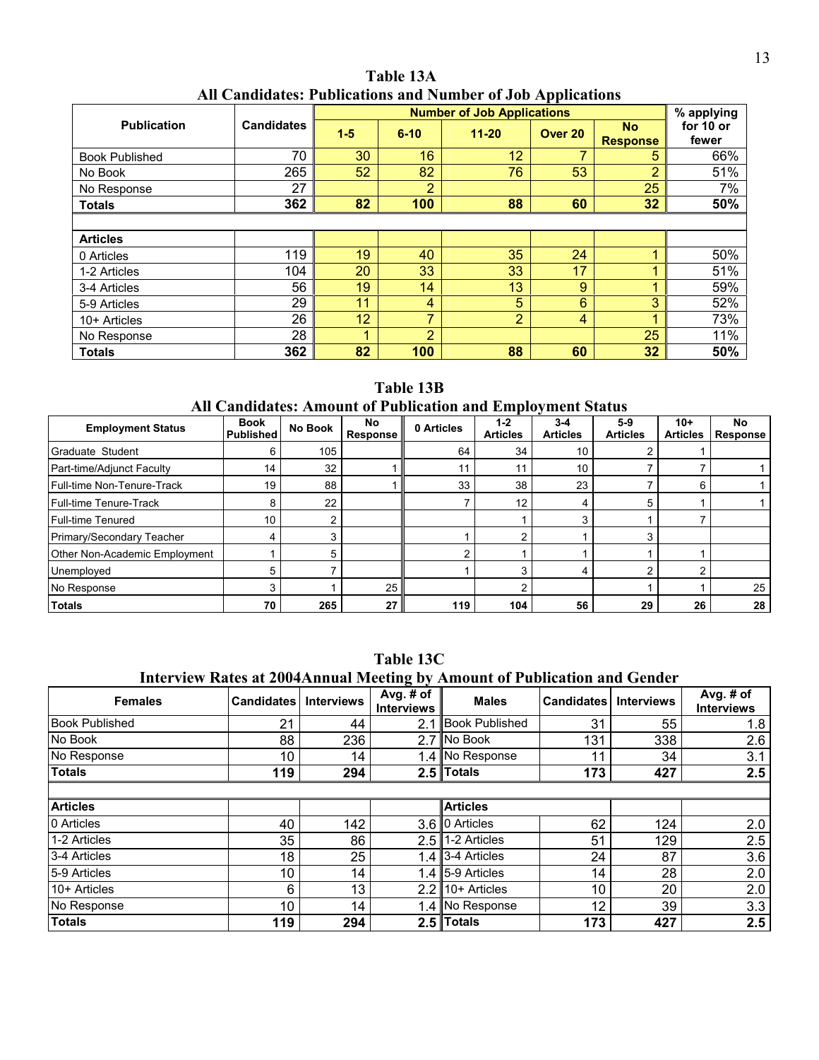**Table 13A**
**All Candidates: Publications and Number of Job Applications**

| Publication | Candidates | Number of Job Applications | | | | | % applying for 10 or fewer |
|---|---|---|---|---|---|---|---|
| | | 1-5 | 6-10 | 11-20 | Over 20 | No Response | |
| Book Published | 70 | 30 | 16 | 12 | 7 | 5 | 66% |
| No Book | 265 | 52 | 82 | 76 | 53 | 2 | 51% |
| No Response | 27 | | 2 | | | 25 | 7% |
| **Totals** | **362** | **82** | **100** | **88** | **60** | **32** | **50%** |
| | | | | | | | |
| **Articles** | | | | | | | |
| 0 Articles | 119 | 19 | 40 | 35 | 24 | 1 | 50% |
| 1-2 Articles | 104 | 20 | 33 | 33 | 17 | 1 | 51% |
| 3-4 Articles | 56 | 19 | 14 | 13 | 9 | 1 | 59% |
| 5-9 Articles | 29 | 11 | 4 | 5 | 6 | 3 | 52% |
| 10+ Articles | 26 | 12 | 7 | 2 | 4 | 1 | 73% |
| No Response | 28 | 1 | 2 | | | 25 | 11% |
| **Totals** | **362** | **82** | **100** | **88** | **60** | **32** | **50%** |

**Table 13B**
**All Candidates: Amount of Publication and Employment Status**

| Employment Status | Book Published | No Book | No Response | 0 Articles | 1-2 Articles | 3-4 Articles | 5-9 Articles | 10+ Articles | No Response |
|---|---|---|---|---|---|---|---|---|---|
| Graduate Student | 6 | 105 | | 64 | 34 | 10 | 2 | 1 | |
| Part-time/Adjunct Faculty | 14 | 32 | 1 | 11 | 11 | 10 | 7 | 7 | 1 |
| Full-time Non-Tenure-Track | 19 | 88 | 1 | 33 | 38 | 23 | 7 | 6 | 1 |
| Full-time Tenure-Track | 8 | 22 | | 7 | 12 | 4 | 5 | 1 | 1 |
| Full-time Tenured | 10 | 2 | | | 1 | 3 | 1 | 7 | |
| Primary/Secondary Teacher | 4 | 3 | | 1 | 2 | 1 | 3 | | |
| Other Non-Academic Employment | 1 | 5 | | 2 | 1 | 1 | 1 | 1 | |
| Unemployed | 5 | 7 | | 1 | 3 | 4 | 2 | 2 | |
| No Response | 3 | 1 | 25 | | 2 | | 1 | 1 | 25 |
| **Totals** | **70** | **265** | **27** | **119** | **104** | **56** | **29** | **26** | **28** |

**Table 13C**
**Interview Rates at 2004Annual Meeting by Amount of Publication and Gender**

| Females | Candidates | Interviews | Avg. # of Interviews | Males | Candidates | Interviews | Avg. # of Interviews |
|---|---|---|---|---|---|---|---|
| Book Published | 21 | 44 | 2.1 | Book Published | 31 | 55 | 1.8 |
| No Book | 88 | 236 | 2.7 | No Book | 131 | 338 | 2.6 |
| No Response | 10 | 14 | 1.4 | No Response | 11 | 34 | 3.1 |
| **Totals** | **119** | **294** | **2.5** | **Totals** | **173** | **427** | **2.5** |
| | | | | | | | |
| **Articles** | | | | **Articles** | | | |
| 0 Articles | 40 | 142 | 3.6 | 0 Articles | 62 | 124 | 2.0 |
| 1-2 Articles | 35 | 86 | 2.5 | 1-2 Articles | 51 | 129 | 2.5 |
| 3-4 Articles | 18 | 25 | 1.4 | 3-4 Articles | 24 | 87 | 3.6 |
| 5-9 Articles | 10 | 14 | 1.4 | 5-9 Articles | 14 | 28 | 2.0 |
| 10+ Articles | 6 | 13 | 2.2 | 10+ Articles | 10 | 20 | 2.0 |
| No Response | 10 | 14 | 1.4 | No Response | 12 | 39 | 3.3 |
| **Totals** | **119** | **294** | **2.5** | **Totals** | **173** | **427** | **2.5** |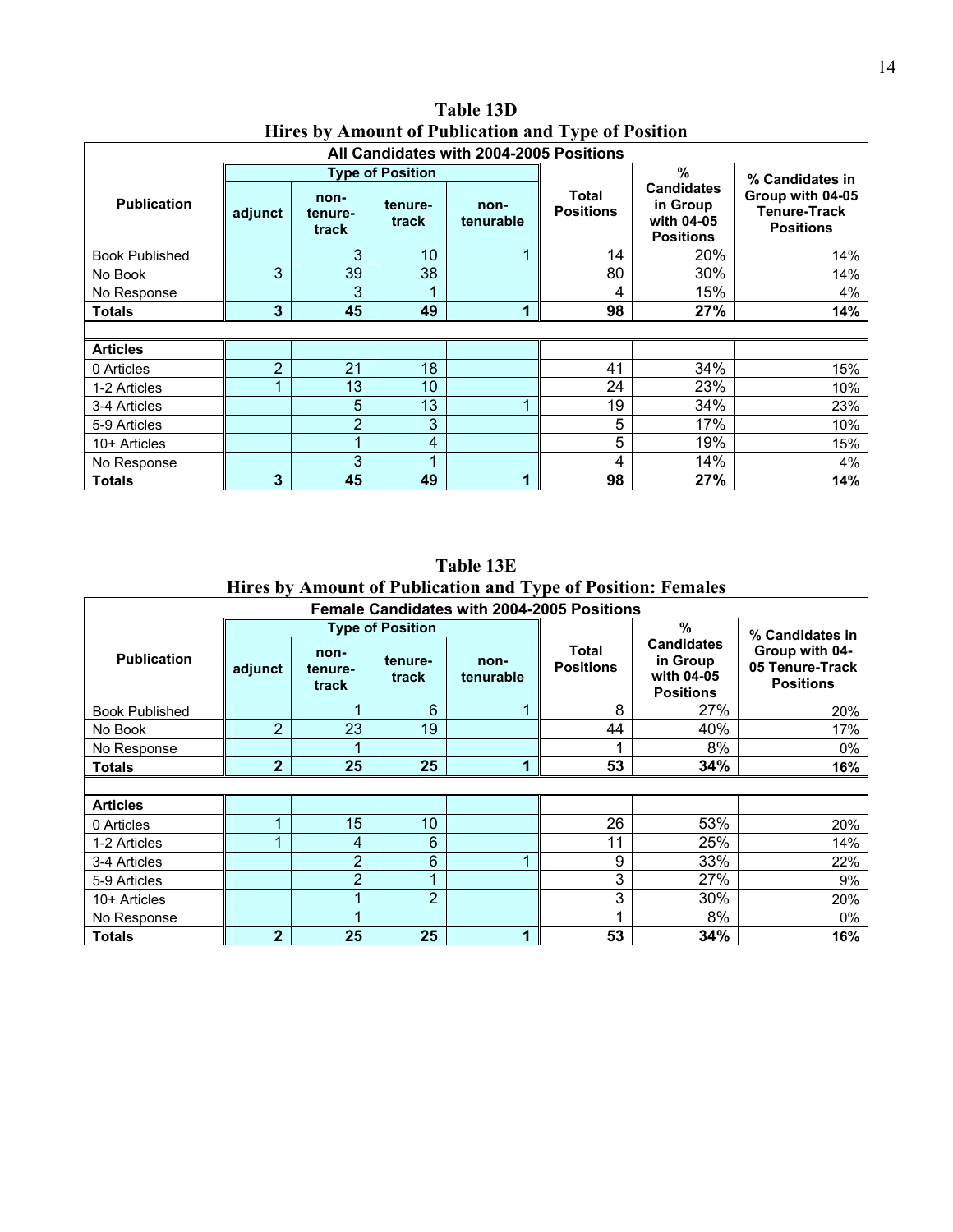**Table 13D**

**Hires by Amount of Publication and Type of Position**

| All Candidates with 2004-2005 Positions | | | | | | | |
|---|---|---|---|---|---|---|---|
| | Type of Position | | | | | | |
| **Publication** | **adjunct** | **non-tenure-track** | **tenure-track** | **non-tenurable** | **Total Positions** | **% Candidates in Group with 04-05 Positions** | **% Candidates in Group with 04-05 Tenure-Track Positions** |
| Book Published | | 3 | 10 | 1 | 14 | 20% | 14% |
| No Book | 3 | 39 | 38 | | 80 | 30% | 14% |
| No Response | | 3 | 1 | | 4 | 15% | 4% |
| **Totals** | **3** | **45** | **49** | **1** | **98** | **27%** | **14%** |
| | | | | | | | |
| **Articles** | | | | | | | |
| 0 Articles | 2 | 21 | 18 | | 41 | 34% | 15% |
| 1-2 Articles | 1 | 13 | 10 | | 24 | 23% | 10% |
| 3-4 Articles | | 5 | 13 | 1 | 19 | 34% | 23% |
| 5-9 Articles | | 2 | 3 | | 5 | 17% | 10% |
| 10+ Articles | | 1 | 4 | | 5 | 19% | 15% |
| No Response | | 3 | 1 | | 4 | 14% | 4% |
| **Totals** | **3** | **45** | **49** | **1** | **98** | **27%** | **14%** |

**Table 13E**

**Hires by Amount of Publication and Type of Position: Females**

| Female Candidates with 2004-2005 Positions | | | | | | | |
|---|---|---|---|---|---|---|---|
| | Type of Position | | | | | | |
| **Publication** | **adjunct** | **non-tenure-track** | **tenure-track** | **non-tenurable** | **Total Positions** | **% Candidates in Group with 04-05 Positions** | **% Candidates in Group with 04-05 Tenure-Track Positions** |
| Book Published | | 1 | 6 | 1 | 8 | 27% | 20% |
| No Book | 2 | 23 | 19 | | 44 | 40% | 17% |
| No Response | | 1 | | | 1 | 8% | 0% |
| **Totals** | **2** | **25** | **25** | **1** | **53** | **34%** | **16%** |
| | | | | | | | |
| **Articles** | | | | | | | |
| 0 Articles | 1 | 15 | 10 | | 26 | 53% | 20% |
| 1-2 Articles | 1 | 4 | 6 | | 11 | 25% | 14% |
| 3-4 Articles | | 2 | 6 | 1 | 9 | 33% | 22% |
| 5-9 Articles | | 2 | 1 | | 3 | 27% | 9% |
| 10+ Articles | | 1 | 2 | | 3 | 30% | 20% |
| No Response | | 1 | | | 1 | 8% | 0% |
| **Totals** | **2** | **25** | **25** | **1** | **53** | **34%** | **16%** |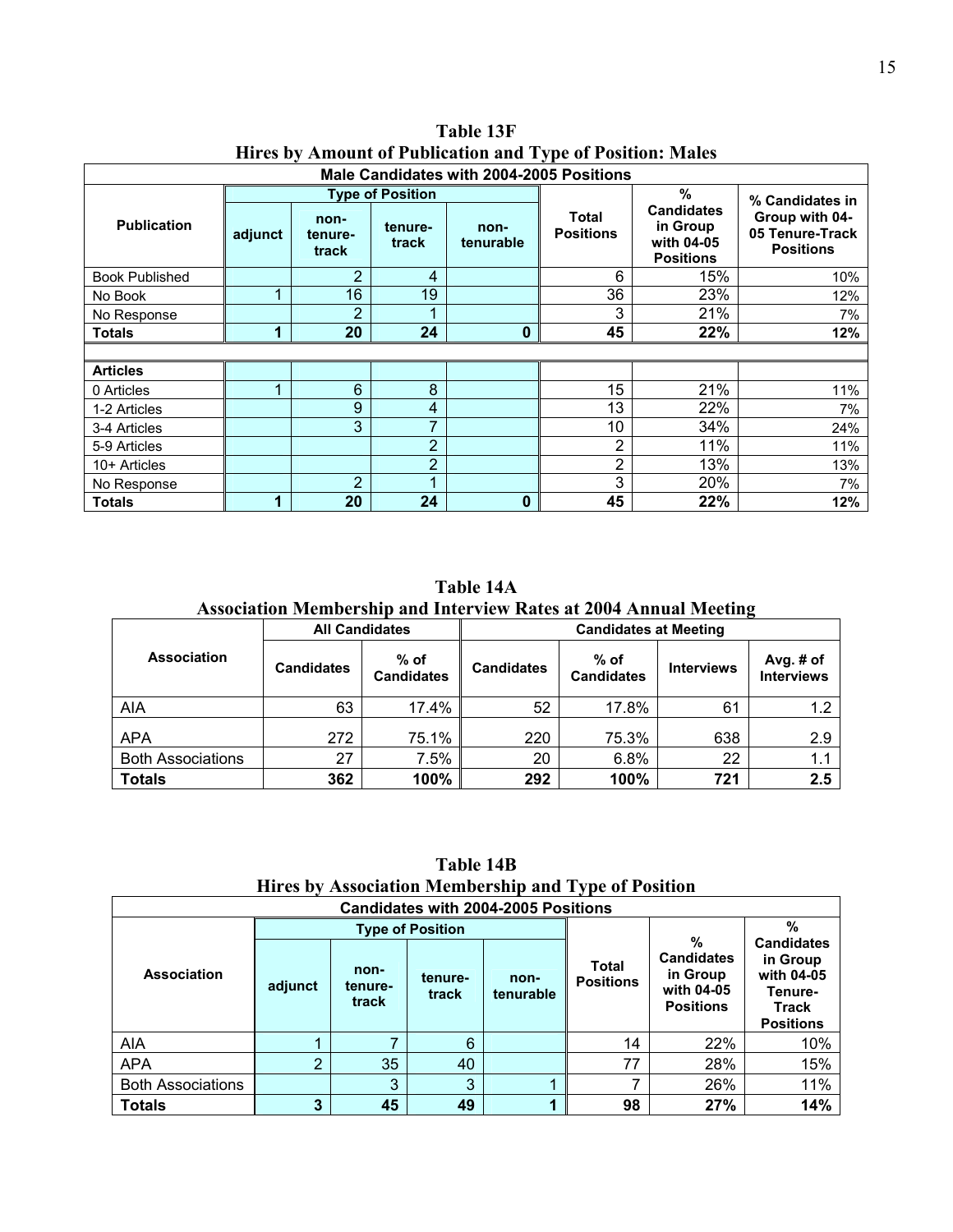**Table 13F**
**Hires by Amount of Publication and Type of Position: Males**

| Male Candidates with 2004-2005 Positions | | | | | | | |
|---|---|---|---|---|---|---|---|
| Publication | Type of Position | | | | Total Positions | % Candidates in Group with 04-05 Positions | % Candidates in Group with 04-05 Tenure-Track Positions |
| | adjunct | non-tenure-track | tenure-track | non-tenurable | | | |
| Book Published | | 2 | 4 | | 6 | 15% | 10% |
| No Book | 1 | 16 | 19 | | 36 | 23% | 12% |
| No Response | | 2 | 1 | | 3 | 21% | 7% |
| **Totals** | **1** | **20** | **24** | **0** | **45** | **22%** | **12%** |
| | | | | | | | |
| **Articles** | | | | | | | |
| 0 Articles | 1 | 6 | 8 | | 15 | 21% | 11% |
| 1-2 Articles | | 9 | 4 | | 13 | 22% | 7% |
| 3-4 Articles | | 3 | 7 | | 10 | 34% | 24% |
| 5-9 Articles | | | 2 | | 2 | 11% | 11% |
| 10+ Articles | | | 2 | | 2 | 13% | 13% |
| No Response | | 2 | 1 | | 3 | 20% | 7% |
| **Totals** | **1** | **20** | **24** | **0** | **45** | **22%** | **12%** |

**Table 14A**
**Association Membership and Interview Rates at 2004 Annual Meeting**

| Association | All Candidates | | Candidates at Meeting | | | |
|---|---|---|---|---|---|---|
| | Candidates | % of Candidates | Candidates | % of Candidates | Interviews | Avg. # of Interviews |
| AIA | 63 | 17.4% | 52 | 17.8% | 61 | 1.2 |
| APA | 272 | 75.1% | 220 | 75.3% | 638 | 2.9 |
| Both Associations | 27 | 7.5% | 20 | 6.8% | 22 | 1.1 |
| **Totals** | **362** | **100%** | **292** | **100%** | **721** | **2.5** |

**Table 14B**
**Hires by Association Membership and Type of Position**

| Candidates with 2004-2005 Positions | | | | | | | |
|---|---|---|---|---|---|---|---|
| Association | Type of Position | | | | Total Positions | % Candidates in Group with 04-05 Positions | % Candidates in Group with 04-05 Tenure-Track Positions |
| | adjunct | non-tenure-track | tenure-track | non-tenurable | | | |
| AIA | 1 | 7 | 6 | | 14 | 22% | 10% |
| APA | 2 | 35 | 40 | | 77 | 28% | 15% |
| Both Associations | | 3 | 3 | 1 | 7 | 26% | 11% |
| **Totals** | **3** | **45** | **49** | **1** | **98** | **27%** | **14%** |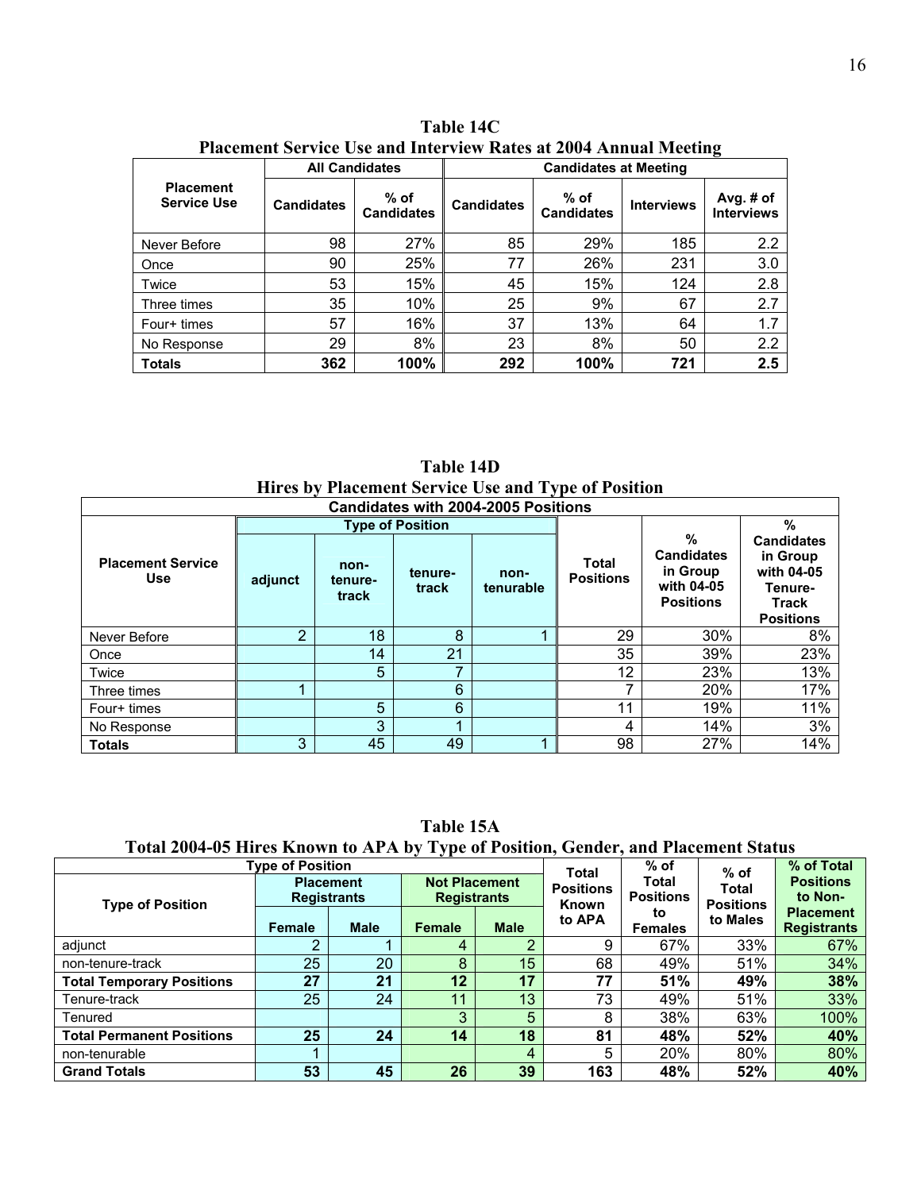**Table 14C**
**Placement Service Use and Interview Rates at 2004 Annual Meeting**

| Placement Service Use | All Candidates | | Candidates at Meeting | | | |
|---|---|---|---|---|---|---|
| | Candidates | % of Candidates | Candidates | % of Candidates | Interviews | Avg. # of Interviews |
| Never Before | 98 | 27% | 85 | 29% | 185 | 2.2 |
| Once | 90 | 25% | 77 | 26% | 231 | 3.0 |
| Twice | 53 | 15% | 45 | 15% | 124 | 2.8 |
| Three times | 35 | 10% | 25 | 9% | 67 | 2.7 |
| Four+ times | 57 | 16% | 37 | 13% | 64 | 1.7 |
| No Response | 29 | 8% | 23 | 8% | 50 | 2.2 |
| **Totals** | **362** | **100%** | **292** | **100%** | **721** | **2.5** |

**Table 14D**
**Hires by Placement Service Use and Type of Position**

| Candidates with 2004-2005 Positions | | | | | | | |
|---|---|---|---|---|---|---|---|
| Placement Service Use | Type of Position | | | | Total Positions | % Candidates in Group with 04-05 Positions | % Candidates in Group with 04-05 Tenure-Track Positions |
| | adjunct | non-tenure-track | tenure-track | non-tenurable | | | |
| Never Before | 2 | 18 | 8 | 1 | 29 | 30% | 8% |
| Once | | 14 | 21 | | 35 | 39% | 23% |
| Twice | | 5 | 7 | | 12 | 23% | 13% |
| Three times | 1 | | 6 | | 7 | 20% | 17% |
| Four+ times | | 5 | 6 | | 11 | 19% | 11% |
| No Response | | 3 | 1 | | 4 | 14% | 3% |
| **Totals** | 3 | 45 | 49 | 1 | 98 | 27% | 14% |

**Table 15A**
**Total 2004-05 Hires Known to APA by Type of Position, Gender, and Placement Status**

| Type of Position | Placement Registrants | | Not Placement Registrants | | Total Positions Known to APA | % of Total Positions to Females | % of Total Positions to Males | % of Total Positions to Non-Placement Registrants |
|---|---|---|---|---|---|---|---|---|
| | Female | Male | Female | Male | | | | |
| adjunct | 2 | 1 | 4 | 2 | 9 | 67% | 33% | 67% |
| non-tenure-track | 25 | 20 | 8 | 15 | 68 | 49% | 51% | 34% |
| **Total Temporary Positions** | **27** | **21** | **12** | **17** | **77** | **51%** | **49%** | **38%** |
| Tenure-track | 25 | 24 | 11 | 13 | 73 | 49% | 51% | 33% |
| Tenured | | | 3 | 5 | 8 | 38% | 63% | 100% |
| **Total Permanent Positions** | **25** | **24** | **14** | **18** | **81** | **48%** | **52%** | **40%** |
| non-tenurable | 1 | | | 4 | 5 | 20% | 80% | 80% |
| **Grand Totals** | **53** | **45** | **26** | **39** | **163** | **48%** | **52%** | **40%** |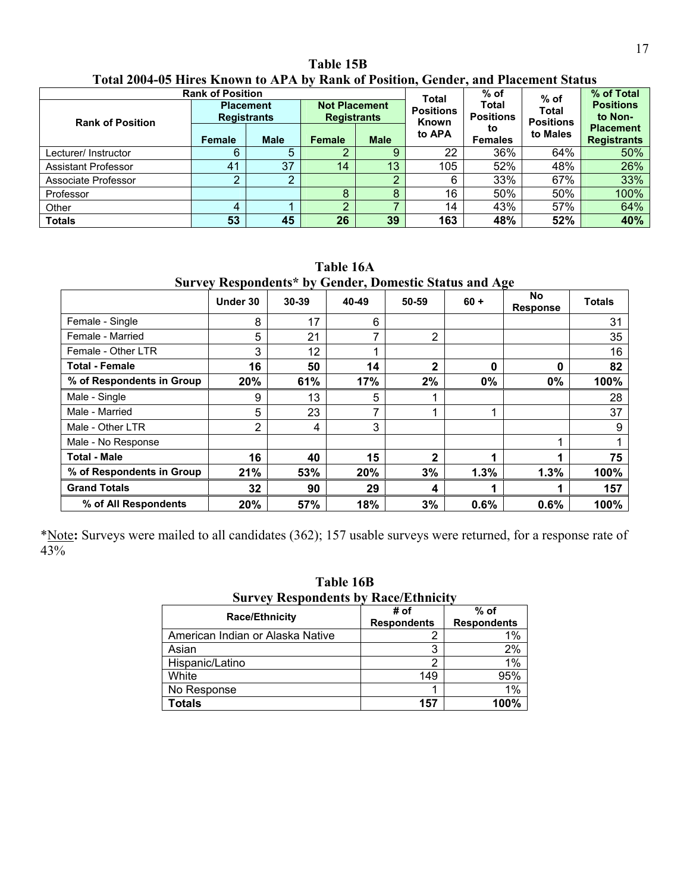**Table 15B**
**Total 2004-05 Hires Known to APA by Rank of Position, Gender, and Placement Status**

| Rank of Position | Placement Registrants | | Not Placement Registrants | | Total Positions Known to APA | % of Total Positions to Females | % of Total Positions to Males | % of Total Positions to Non-Placement Registrants |
|---|---|---|---|---|---|---|---|---|
| | Female | Male | Female | Male | | | | |
| Lecturer/ Instructor | 6 | 5 | 2 | 9 | 22 | 36% | 64% | 50% |
| Assistant Professor | 41 | 37 | 14 | 13 | 105 | 52% | 48% | 26% |
| Associate Professor | 2 | 2 | | 2 | 6 | 33% | 67% | 33% |
| Professor | | | 8 | 8 | 16 | 50% | 50% | 100% |
| Other | 4 | 1 | 2 | 7 | 14 | 43% | 57% | 64% |
| **Totals** | **53** | **45** | **26** | **39** | **163** | **48%** | **52%** | **40%** |

**Table 16A**
**Survey Respondents* by Gender, Domestic Status and Age**

| | Under 30 | 30-39 | 40-49 | 50-59 | 60 + | No Response | Totals |
|---|---|---|---|---|---|---|---|
| Female - Single | 8 | 17 | 6 | | | | 31 |
| Female - Married | 5 | 21 | 7 | 2 | | | 35 |
| Female - Other LTR | 3 | 12 | 1 | | | | 16 |
| **Total - Female** | **16** | **50** | **14** | **2** | **0** | **0** | **82** |
| **% of Respondents in Group** | **20%** | **61%** | **17%** | **2%** | **0%** | **0%** | **100%** |
| Male - Single | 9 | 13 | 5 | 1 | | | 28 |
| Male - Married | 5 | 23 | 7 | 1 | 1 | | 37 |
| Male - Other LTR | 2 | 4 | 3 | | | | 9 |
| Male - No Response | | | | | | 1 | 1 |
| **Total - Male** | **16** | **40** | **15** | **2** | **1** | **1** | **75** |
| **% of Respondents in Group** | **21%** | **53%** | **20%** | **3%** | **1.3%** | **1.3%** | **100%** |
| **Grand Totals** | **32** | **90** | **29** | **4** | **1** | **1** | **157** |
| **% of All Respondents** | **20%** | **57%** | **18%** | **3%** | **0.6%** | **0.6%** | **100%** |

*Note: Surveys were mailed to all candidates (362); 157 usable surveys were returned, for a response rate of 43%

**Table 16B**
**Survey Respondents by Race/Ethnicity**

| Race/Ethnicity | # of Respondents | % of Respondents |
|---|---|---|
| American Indian or Alaska Native | 2 | 1% |
| Asian | 3 | 2% |
| Hispanic/Latino | 2 | 1% |
| White | 149 | 95% |
| No Response | 1 | 1% |
| **Totals** | **157** | **100%** |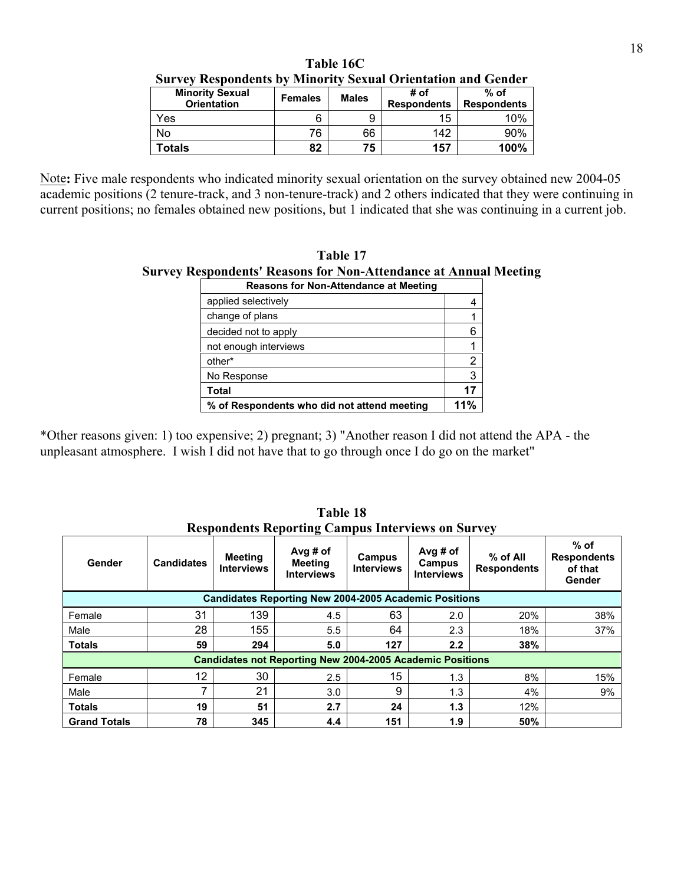**Table 16C**
**Survey Respondents by Minority Sexual Orientation and Gender**

| Minority Sexual Orientation | Females | Males | # of Respondents | % of Respondents |
|---|---|---|---|---|
| Yes | 6 | 9 | 15 | 10% |
| No | 76 | 66 | 142 | 90% |
| **Totals** | **82** | **75** | **157** | **100%** |

Note**:** Five male respondents who indicated minority sexual orientation on the survey obtained new 2004-05 academic positions (2 tenure-track, and 3 non-tenure-track) and 2 others indicated that they were continuing in current positions; no females obtained new positions, but 1 indicated that she was continuing in a current job.

**Table 17**
**Survey Respondents' Reasons for Non-Attendance at Annual Meeting**

| Reasons for Non-Attendance at Meeting | |
|---|---|
| applied selectively | 4 |
| change of plans | 1 |
| decided not to apply | 6 |
| not enough interviews | 1 |
| other* | 2 |
| No Response | 3 |
| **Total** | **17** |
| **% of Respondents who did not attend meeting** | **11%** |

*Other reasons given: 1) too expensive; 2) pregnant; 3) "Another reason I did not attend the APA - the unpleasant atmosphere. I wish I did not have that to go through once I do go on the market"

**Table 18**
**Respondents Reporting Campus Interviews on Survey**

| Gender | Candidates | Meeting Interviews | Avg # of Meeting Interviews | Campus Interviews | Avg # of Campus Interviews | % of All Respondents | % of Respondents of that Gender |
|---|---|---|---|---|---|---|---|
| **Candidates Reporting New 2004-2005 Academic Positions** | | | | | | | |
| Female | 31 | 139 | 4.5 | 63 | 2.0 | 20% | 38% |
| Male | 28 | 155 | 5.5 | 64 | 2.3 | 18% | 37% |
| **Totals** | **59** | **294** | **5.0** | **127** | **2.2** | **38%** | |
| **Candidates not Reporting New 2004-2005 Academic Positions** | | | | | | | |
| Female | 12 | 30 | 2.5 | 15 | 1.3 | 8% | 15% |
| Male | 7 | 21 | 3.0 | 9 | 1.3 | 4% | 9% |
| **Totals** | **19** | **51** | **2.7** | **24** | **1.3** | 12% | |
| **Grand Totals** | **78** | **345** | **4.4** | **151** | **1.9** | **50%** | |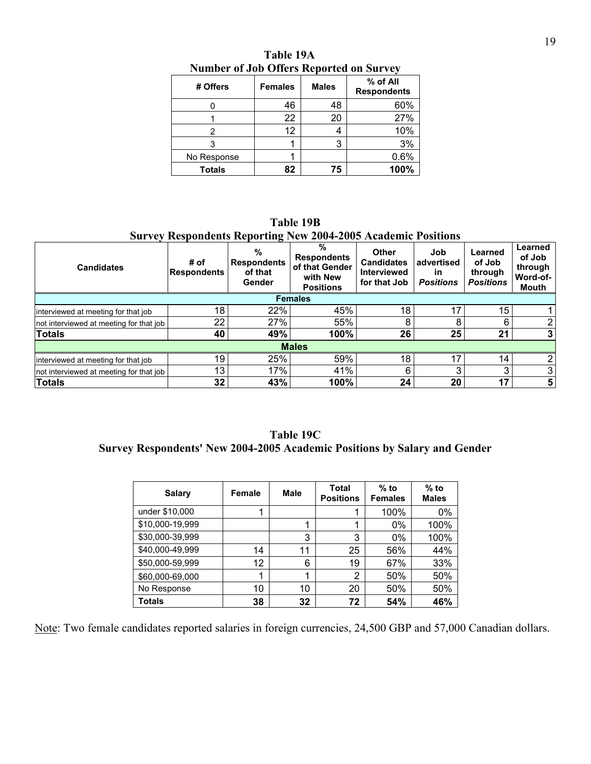**Table 19A**
**Number of Job Offers Reported on Survey**

| # Offers | Females | Males | % of All Respondents |
|---|---|---|---|
| 0 | 46 | 48 | 60% |
| 1 | 22 | 20 | 27% |
| 2 | 12 | 4 | 10% |
| 3 | 1 | 3 | 3% |
| No Response | 1 | | 0.6% |
| **Totals** | **82** | **75** | **100%** |

**Table 19B**
**Survey Respondents Reporting New 2004-2005 Academic Positions**

| Candidates | # of Respondents | % Respondents of that Gender | % Respondents of that Gender with New Positions | Other Candidates Interviewed for that Job | Job advertised in *Positions* | Learned of Job through *Positions* | Learned of Job through Word-of-Mouth |
|---|---|---|---|---|---|---|---|
| **Females** | | | | | | | |
| interviewed at meeting for that job | 18 | 22% | 45% | 18 | 17 | 15 | 1 |
| not interviewed at meeting for that job | 22 | 27% | 55% | 8 | 8 | 6 | 2 |
| **Totals** | **40** | **49%** | **100%** | **26** | **25** | **21** | **3** |
| **Males** | | | | | | | |
| interviewed at meeting for that job | 19 | 25% | 59% | 18 | 17 | 14 | 2 |
| not interviewed at meeting for that job | 13 | 17% | 41% | 6 | 3 | 3 | 3 |
| **Totals** | **32** | **43%** | **100%** | **24** | **20** | **17** | **5** |

**Table 19C**
**Survey Respondents' New 2004-2005 Academic Positions by Salary and Gender**

| Salary | Female | Male | Total Positions | % to Females | % to Males |
|---|---|---|---|---|---|
| under $10,000 | 1 | | 1 | 100% | 0% |
| $10,000-19,999 | | 1 | 1 | 0% | 100% |
| $30,000-39,999 | | 3 | 3 | 0% | 100% |
| $40,000-49,999 | 14 | 11 | 25 | 56% | 44% |
| $50,000-59,999 | 12 | 6 | 19 | 67% | 33% |
| $60,000-69,000 | 1 | 1 | 2 | 50% | 50% |
| No Response | 10 | 10 | 20 | 50% | 50% |
| **Totals** | **38** | **32** | **72** | **54%** | **46%** |

Note: Two female candidates reported salaries in foreign currencies, 24,500 GBP and 57,000 Canadian dollars.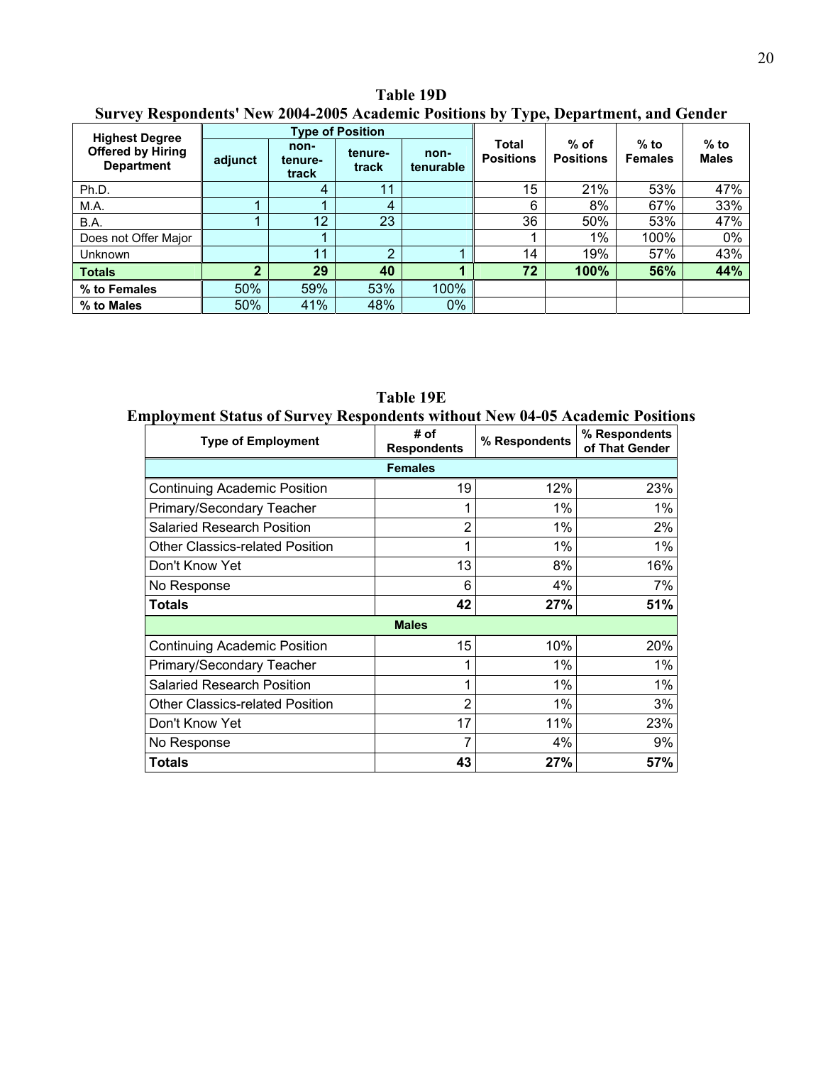**Table 19D**

**Survey Respondents' New 2004-2005 Academic Positions by Type, Department, and Gender**

| Highest Degree Offered by Hiring Department | Type of Position | | | | Total Positions | % of Positions | % to Females | % to Males |
|---|---|---|---|---|---|---|---|---|
| | adjunct | non-tenure-track | tenure-track | non-tenurable | | | | |
| Ph.D. | | 4 | 11 | | 15 | 21% | 53% | 47% |
| M.A. | 1 | 1 | 4 | | 6 | 8% | 67% | 33% |
| B.A. | 1 | 12 | 23 | | 36 | 50% | 53% | 47% |
| Does not Offer Major | | 1 | | | 1 | 1% | 100% | 0% |
| Unknown | | 11 | 2 | 1 | 14 | 19% | 57% | 43% |
| **Totals** | **2** | **29** | **40** | **1** | **72** | **100%** | **56%** | **44%** |
| **% to Females** | 50% | 59% | 53% | 100% | | | | |
| **% to Males** | 50% | 41% | 48% | 0% | | | | |

**Table 19E**

**Employment Status of Survey Respondents without New 04-05 Academic Positions**

| Type of Employment | # of Respondents | % Respondents | % Respondents of That Gender |
|---|---|---|---|
| **Females** | | | |
| Continuing Academic Position | 19 | 12% | 23% |
| Primary/Secondary Teacher | 1 | 1% | 1% |
| Salaried Research Position | 2 | 1% | 2% |
| Other Classics-related Position | 1 | 1% | 1% |
| Don't Know Yet | 13 | 8% | 16% |
| No Response | 6 | 4% | 7% |
| **Totals** | **42** | **27%** | **51%** |
| **Males** | | | |
| Continuing Academic Position | 15 | 10% | 20% |
| Primary/Secondary Teacher | 1 | 1% | 1% |
| Salaried Research Position | 1 | 1% | 1% |
| Other Classics-related Position | 2 | 1% | 3% |
| Don't Know Yet | 17 | 11% | 23% |
| No Response | 7 | 4% | 9% |
| **Totals** | **43** | **27%** | **57%** |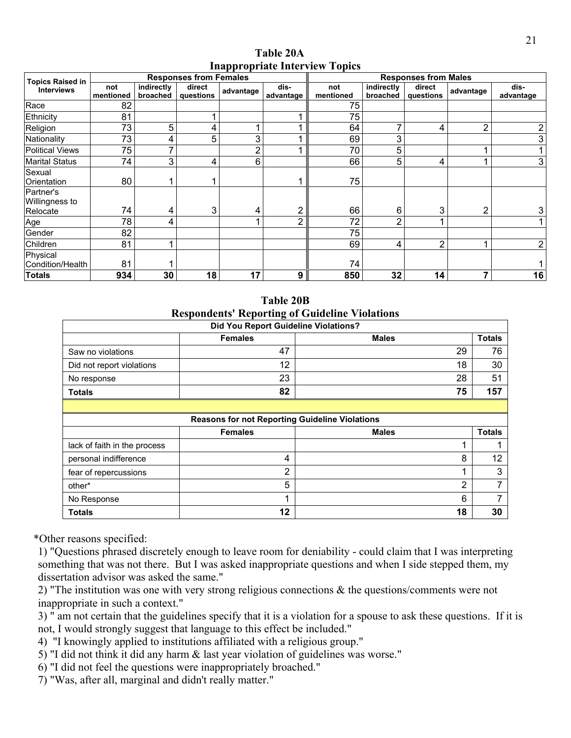## Table 20A
### Inappropriate Interview Topics

| Topics Raised in Interviews | Responses from Females | | | | | Responses from Males | | | | |
|---|---|---|---|---|---|---|---|---|---|---|
| | not mentioned | indirectly broached | direct questions | advantage | dis-advantage | not mentioned | indirectly broached | direct questions | advantage | dis-advantage |
| Race | 82 | | | | | 75 | | | | |
| Ethnicity | 81 | | 1 | | 1 | 75 | | | | |
| Religion | 73 | 5 | 4 | 1 | 1 | 64 | 7 | 4 | 2 | 2 |
| Nationality | 73 | 4 | 5 | 3 | 1 | 69 | 3 | | | 3 |
| Political Views | 75 | 7 | | 2 | 1 | 70 | 5 | | 1 | 1 |
| Marital Status | 74 | 3 | 4 | 6 | | 66 | 5 | 4 | 1 | 3 |
| Sexual Orientation | 80 | 1 | 1 | | 1 | 75 | | | | |
| Partner's Willingness to Relocate | 74 | 4 | 3 | 4 | 2 | 66 | 6 | 3 | 2 | 3 |
| Age | 78 | 4 | | 1 | 2 | 72 | 2 | 1 | | 1 |
| Gender | 82 | | | | | 75 | | | | |
| Children | 81 | 1 | | | | 69 | 4 | 2 | 1 | 2 |
| Physical Condition/Health | 81 | 1 | | | | 74 | | | | 1 |
| **Totals** | **934** | **30** | **18** | **17** | **9** | **850** | **32** | **14** | **7** | **16** |

## Table 20B
### Respondents' Reporting of Guideline Violations

| Did You Report Guideline Violations? | | | |
|---|---|---|---|
| | Females | Males | Totals |
| Saw no violations | 47 | 29 | 76 |
| Did not report violations | 12 | 18 | 30 |
| No response | 23 | 28 | 51 |
| **Totals** | **82** | **75** | **157** |

| Reasons for not Reporting Guideline Violations | | | |
|---|---|---|---|
| | Females | Males | Totals |
| lack of faith in the process | | 1 | 1 |
| personal indifference | 4 | 8 | 12 |
| fear of repercussions | 2 | 1 | 3 |
| other* | 5 | 2 | 7 |
| No Response | 1 | 6 | 7 |
| **Totals** | **12** | **18** | **30** |

*Other reasons specified:

1) "Questions phrased discretely enough to leave room for deniability - could claim that I was interpreting something that was not there. But I was asked inappropriate questions and when I side stepped them, my dissertation advisor was asked the same."
2) "The institution was one with very strong religious connections & the questions/comments were not inappropriate in such a context."
3) " am not certain that the guidelines specify that it is a violation for a spouse to ask these questions. If it is not, I would strongly suggest that language to this effect be included."
4) "I knowingly applied to institutions affiliated with a religious group."
5) "I did not think it did any harm & last year violation of guidelines was worse."
6) "I did not feel the questions were inappropriately broached."
7) "Was, after all, marginal and didn't really matter."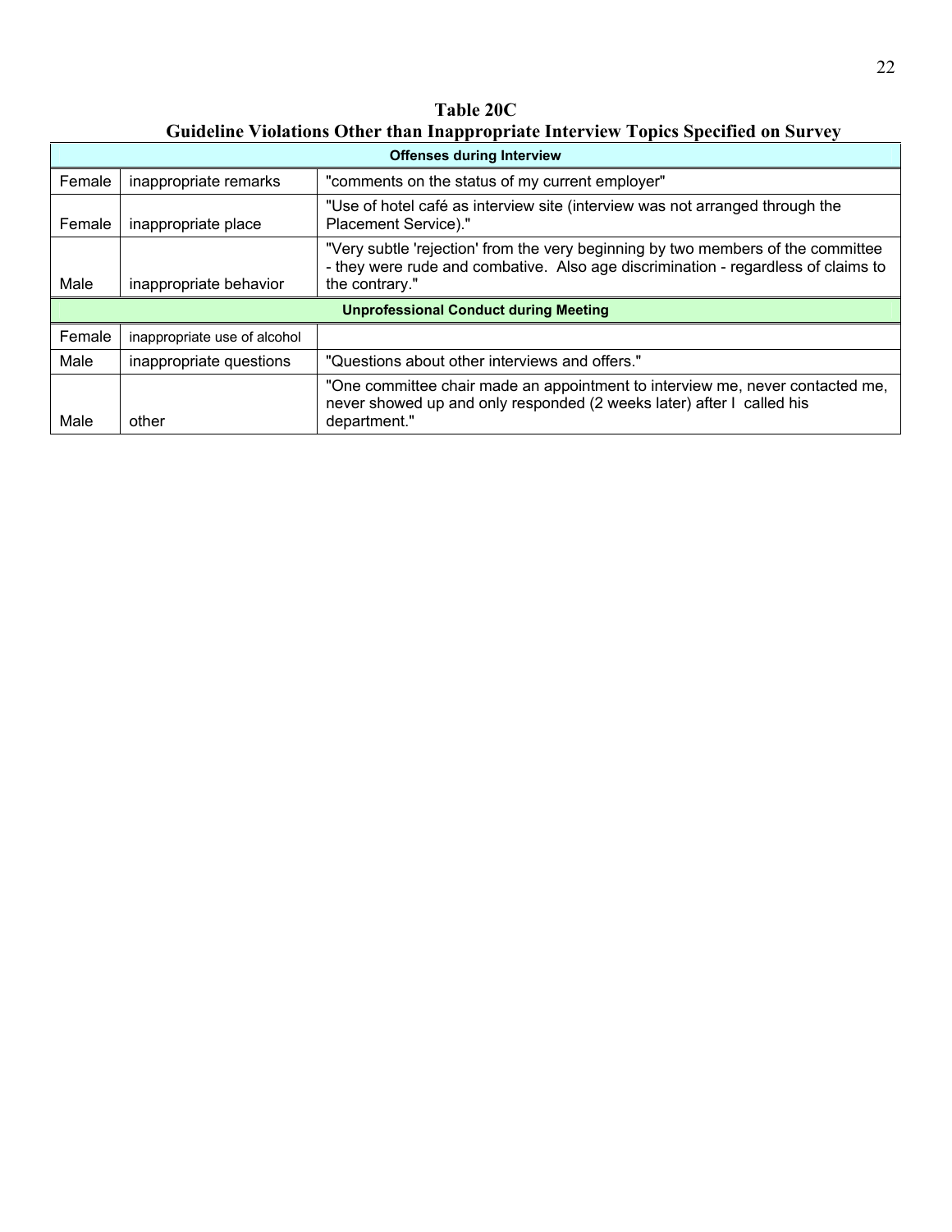**Table 20C**
**Guideline Violations Other than Inappropriate Interview Topics Specified on Survey**

| | | |
|---|---|---|
| **Offenses during Interview** | | |
| Female | inappropriate remarks | "comments on the status of my current employer" |
| Female | inappropriate place | "Use of hotel café as interview site (interview was not arranged through the Placement Service)." |
| Male | inappropriate behavior | "Very subtle 'rejection' from the very beginning by two members of the committee - they were rude and combative. Also age discrimination - regardless of claims to the contrary." |
| **Unprofessional Conduct during Meeting** | | |
| Female | inappropriate use of alcohol | |
| Male | inappropriate questions | "Questions about other interviews and offers." |
| Male | other | "One committee chair made an appointment to interview me, never contacted me, never showed up and only responded (2 weeks later) after I called his department." |